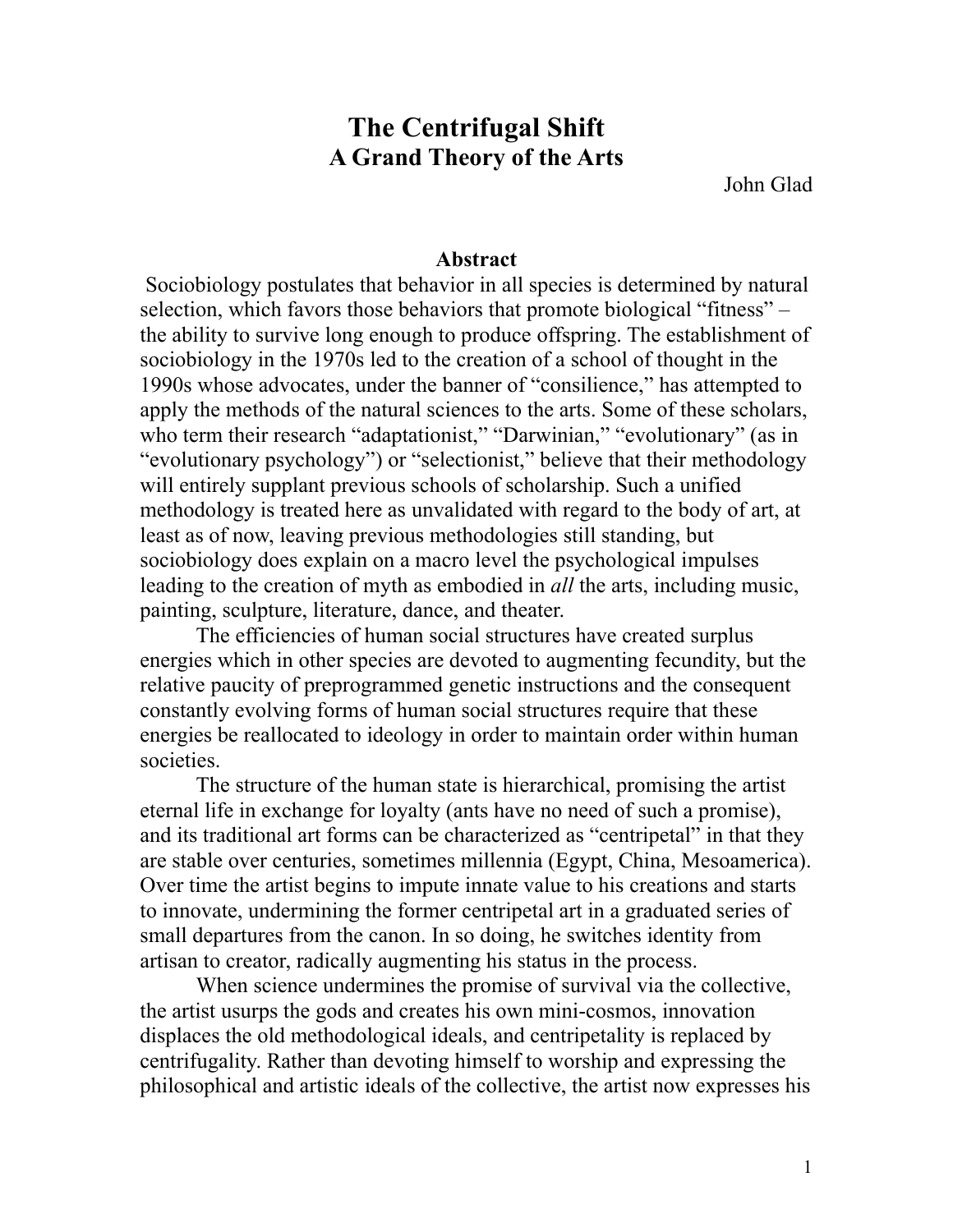# The Centrifugal Shift
## A Grand Theory of the Arts

John Glad

### Abstract

Sociobiology postulates that behavior in all species is determined by natural selection, which favors those behaviors that promote biological "fitness" – the ability to survive long enough to produce offspring. The establishment of sociobiology in the 1970s led to the creation of a school of thought in the 1990s whose advocates, under the banner of "consilience," has attempted to apply the methods of the natural sciences to the arts. Some of these scholars, who term their research "adaptationist," "Darwinian," "evolutionary" (as in "evolutionary psychology") or "selectionist," believe that their methodology will entirely supplant previous schools of scholarship. Such a unified methodology is treated here as unvalidated with regard to the body of art, at least as of now, leaving previous methodologies still standing, but sociobiology does explain on a macro level the psychological impulses leading to the creation of myth as embodied in *all* the arts, including music, painting, sculpture, literature, dance, and theater.

The efficiencies of human social structures have created surplus energies which in other species are devoted to augmenting fecundity, but the relative paucity of preprogrammed genetic instructions and the consequent constantly evolving forms of human social structures require that these energies be reallocated to ideology in order to maintain order within human societies.

The structure of the human state is hierarchical, promising the artist eternal life in exchange for loyalty (ants have no need of such a promise), and its traditional art forms can be characterized as "centripetal" in that they are stable over centuries, sometimes millennia (Egypt, China, Mesoamerica). Over time the artist begins to impute innate value to his creations and starts to innovate, undermining the former centripetal art in a graduated series of small departures from the canon. In so doing, he switches identity from artisan to creator, radically augmenting his status in the process.

When science undermines the promise of survival via the collective, the artist usurps the gods and creates his own mini-cosmos, innovation displaces the old methodological ideals, and centripetality is replaced by centrifugality. Rather than devoting himself to worship and expressing the philosophical and artistic ideals of the collective, the artist now expresses his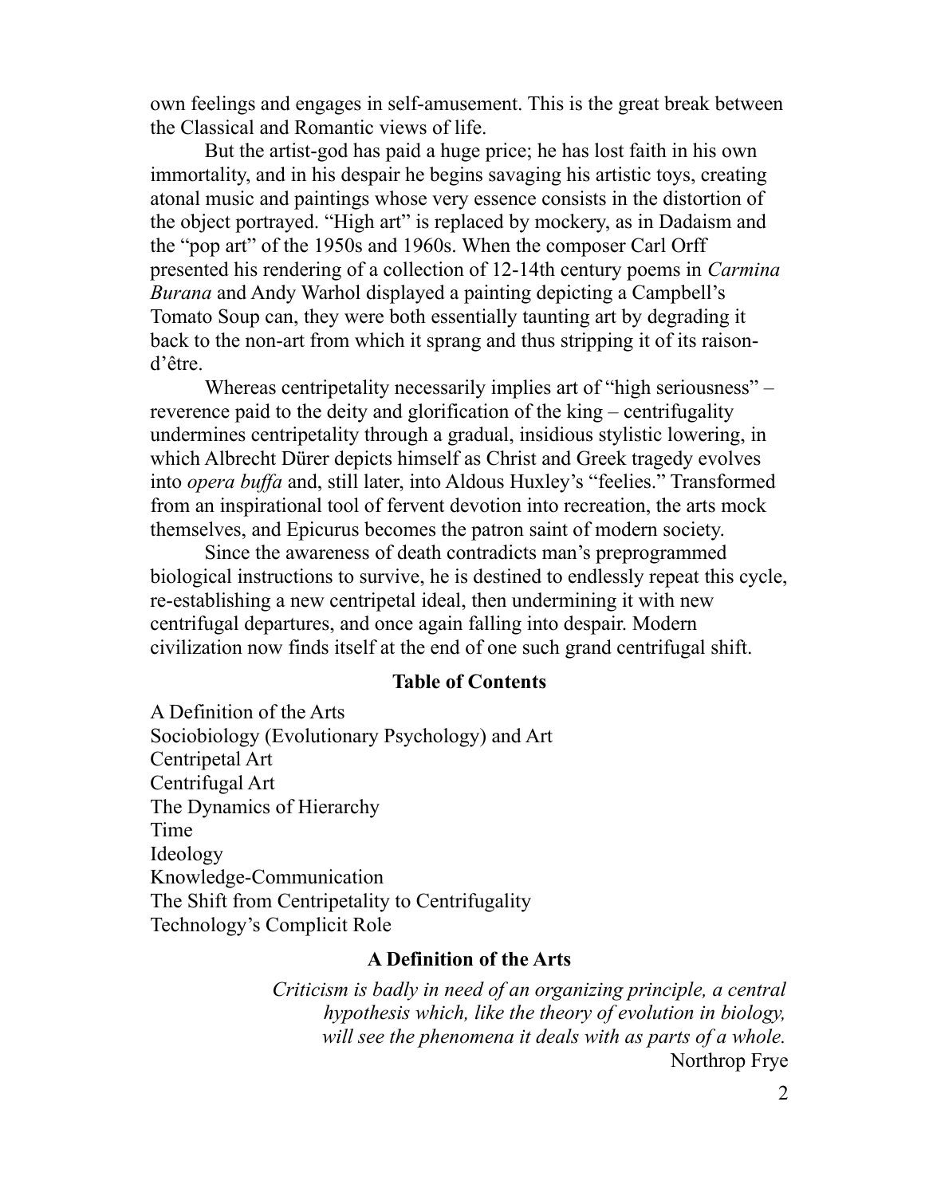own feelings and engages in self-amusement. This is the great break between the Classical and Romantic views of life.

But the artist-god has paid a huge price; he has lost faith in his own immortality, and in his despair he begins savaging his artistic toys, creating atonal music and paintings whose very essence consists in the distortion of the object portrayed. "High art" is replaced by mockery, as in Dadaism and the "pop art" of the 1950s and 1960s. When the composer Carl Orff presented his rendering of a collection of 12-14th century poems in *Carmina Burana* and Andy Warhol displayed a painting depicting a Campbell's Tomato Soup can, they were both essentially taunting art by degrading it back to the non-art from which it sprang and thus stripping it of its raison-d'être.

Whereas centripetality necessarily implies art of "high seriousness" – reverence paid to the deity and glorification of the king – centrifugality undermines centripetality through a gradual, insidious stylistic lowering, in which Albrecht Dürer depicts himself as Christ and Greek tragedy evolves into *opera buffa* and, still later, into Aldous Huxley's "feelies." Transformed from an inspirational tool of fervent devotion into recreation, the arts mock themselves, and Epicurus becomes the patron saint of modern society.

Since the awareness of death contradicts man's preprogrammed biological instructions to survive, he is destined to endlessly repeat this cycle, re-establishing a new centripetal ideal, then undermining it with new centrifugal departures, and once again falling into despair. Modern civilization now finds itself at the end of one such grand centrifugal shift.

## Table of Contents

A Definition of the Arts
Sociobiology (Evolutionary Psychology) and Art
Centripetal Art
Centrifugal Art
The Dynamics of Hierarchy
Time
Ideology
Knowledge-Communication
The Shift from Centripetality to Centrifugality
Technology's Complicit Role

## A Definition of the Arts

> *Criticism is badly in need of an organizing principle, a central hypothesis which, like the theory of evolution in biology, will see the phenomena it deals with as parts of a whole.*
>
> Northrop Frye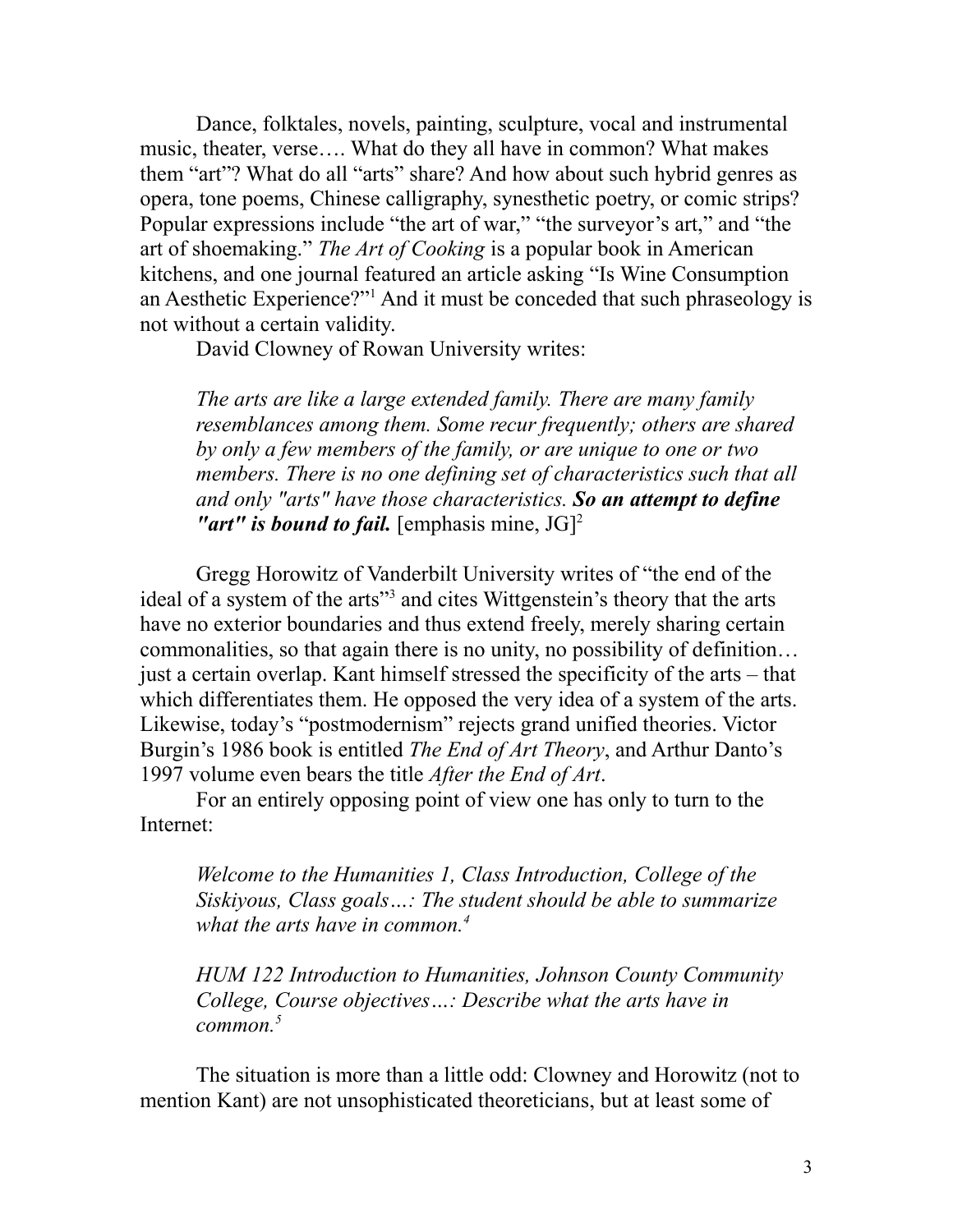Dance, folktales, novels, painting, sculpture, vocal and instrumental music, theater, verse…. What do they all have in common? What makes them "art"? What do all "arts" share? And how about such hybrid genres as opera, tone poems, Chinese calligraphy, synesthetic poetry, or comic strips? Popular expressions include "the art of war," "the surveyor's art," and "the art of shoemaking." *The Art of Cooking* is a popular book in American kitchens, and one journal featured an article asking "Is Wine Consumption an Aesthetic Experience?"[1] And it must be conceded that such phraseology is not without a certain validity.

David Clowney of Rowan University writes:

> *The arts are like a large extended family. There are many family resemblances among them. Some recur frequently; others are shared by only a few members of the family, or are unique to one or two members. There is no one defining set of characteristics such that all and only "arts" have those characteristics.* ***So an attempt to define "art" is bound to fail.*** [emphasis mine, JG][2]

Gregg Horowitz of Vanderbilt University writes of "the end of the ideal of a system of the arts"[3] and cites Wittgenstein's theory that the arts have no exterior boundaries and thus extend freely, merely sharing certain commonalities, so that again there is no unity, no possibility of definition… just a certain overlap. Kant himself stressed the specificity of the arts – that which differentiates them. He opposed the very idea of a system of the arts. Likewise, today's "postmodernism" rejects grand unified theories. Victor Burgin's 1986 book is entitled *The End of Art Theory*, and Arthur Danto's 1997 volume even bears the title *After the End of Art*.

For an entirely opposing point of view one has only to turn to the Internet:

> *Welcome to the Humanities 1, Class Introduction, College of the Siskiyous, Class goals…: The student should be able to summarize what the arts have in common.*[4]

> *HUM 122 Introduction to Humanities, Johnson County Community College, Course objectives…: Describe what the arts have in common.*[5]

The situation is more than a little odd: Clowney and Horowitz (not to mention Kant) are not unsophisticated theoreticians, but at least some of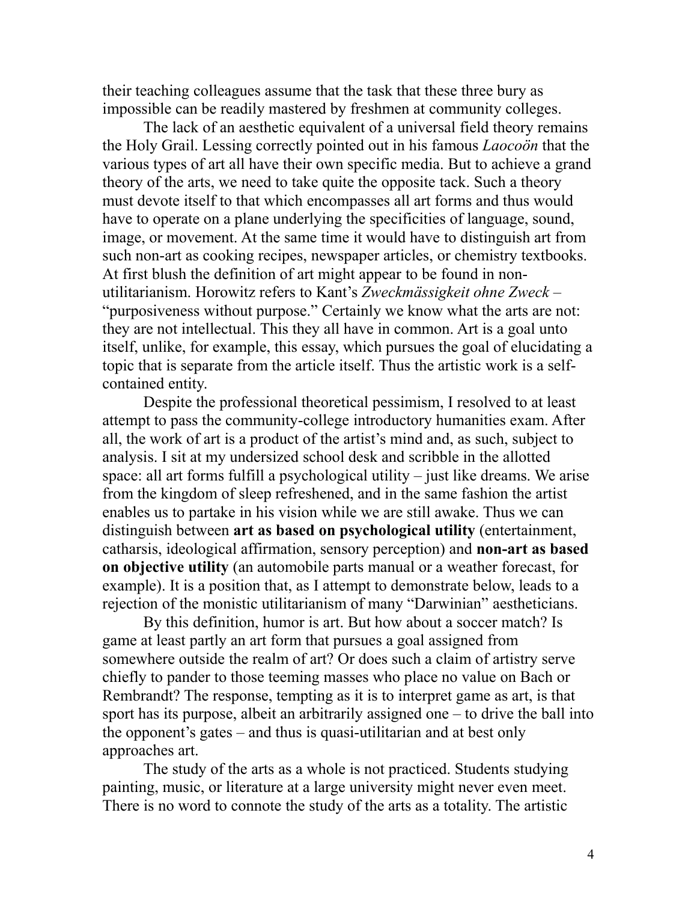their teaching colleagues assume that the task that these three bury as impossible can be readily mastered by freshmen at community colleges.

The lack of an aesthetic equivalent of a universal field theory remains the Holy Grail. Lessing correctly pointed out in his famous *Laocoön* that the various types of art all have their own specific media. But to achieve a grand theory of the arts, we need to take quite the opposite tack. Such a theory must devote itself to that which encompasses all art forms and thus would have to operate on a plane underlying the specificities of language, sound, image, or movement. At the same time it would have to distinguish art from such non-art as cooking recipes, newspaper articles, or chemistry textbooks. At first blush the definition of art might appear to be found in non-utilitarianism. Horowitz refers to Kant's *Zweckmässigkeit ohne Zweck* – "purposiveness without purpose." Certainly we know what the arts are not: they are not intellectual. This they all have in common. Art is a goal unto itself, unlike, for example, this essay, which pursues the goal of elucidating a topic that is separate from the article itself. Thus the artistic work is a self-contained entity.

Despite the professional theoretical pessimism, I resolved to at least attempt to pass the community-college introductory humanities exam. After all, the work of art is a product of the artist's mind and, as such, subject to analysis. I sit at my undersized school desk and scribble in the allotted space: all art forms fulfill a psychological utility – just like dreams. We arise from the kingdom of sleep refreshened, and in the same fashion the artist enables us to partake in his vision while we are still awake. Thus we can distinguish between **art as based on psychological utility** (entertainment, catharsis, ideological affirmation, sensory perception) and **non-art as based on objective utility** (an automobile parts manual or a weather forecast, for example). It is a position that, as I attempt to demonstrate below, leads to a rejection of the monistic utilitarianism of many "Darwinian" aestheticians.

By this definition, humor is art. But how about a soccer match? Is game at least partly an art form that pursues a goal assigned from somewhere outside the realm of art? Or does such a claim of artistry serve chiefly to pander to those teeming masses who place no value on Bach or Rembrandt? The response, tempting as it is to interpret game as art, is that sport has its purpose, albeit an arbitrarily assigned one – to drive the ball into the opponent's gates – and thus is quasi-utilitarian and at best only approaches art.

The study of the arts as a whole is not practiced. Students studying painting, music, or literature at a large university might never even meet. There is no word to connote the study of the arts as a totality. The artistic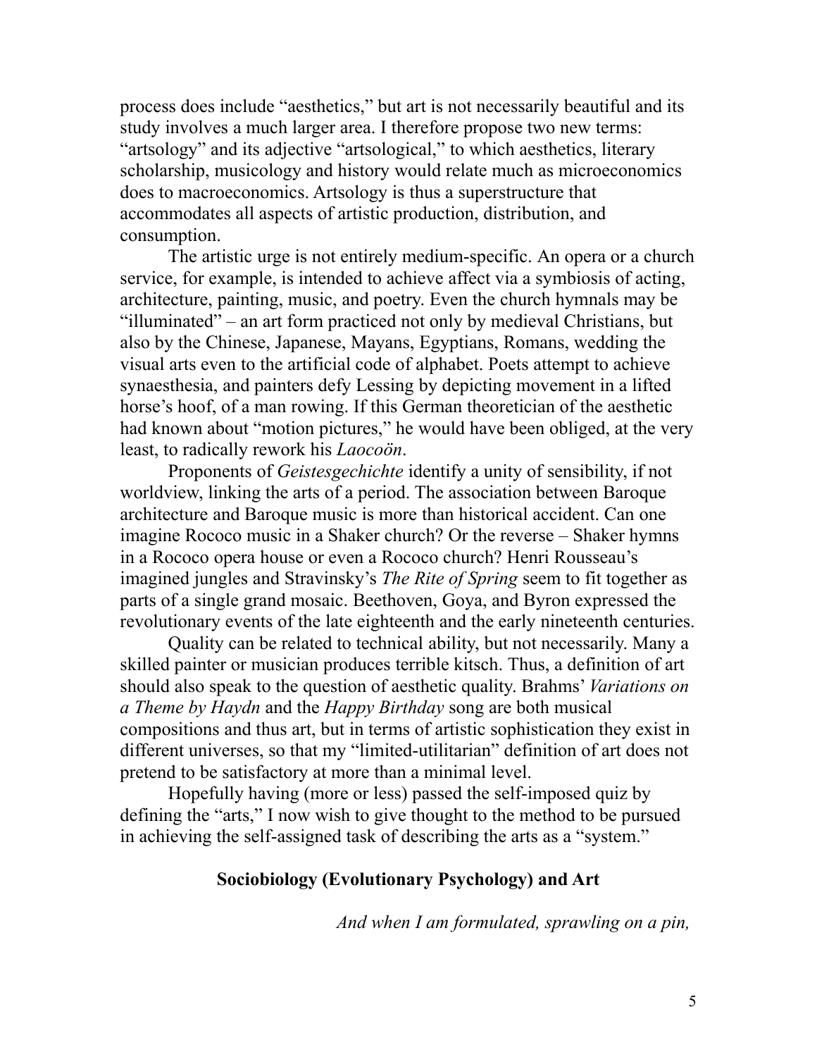process does include "aesthetics," but art is not necessarily beautiful and its study involves a much larger area. I therefore propose two new terms: "artsology" and its adjective "artsological," to which aesthetics, literary scholarship, musicology and history would relate much as microeconomics does to macroeconomics. Artsology is thus a superstructure that accommodates all aspects of artistic production, distribution, and consumption.

The artistic urge is not entirely medium-specific. An opera or a church service, for example, is intended to achieve affect via a symbiosis of acting, architecture, painting, music, and poetry. Even the church hymnals may be "illuminated" – an art form practiced not only by medieval Christians, but also by the Chinese, Japanese, Mayans, Egyptians, Romans, wedding the visual arts even to the artificial code of alphabet. Poets attempt to achieve synaesthesia, and painters defy Lessing by depicting movement in a lifted horse's hoof, of a man rowing. If this German theoretician of the aesthetic had known about "motion pictures," he would have been obliged, at the very least, to radically rework his *Laocoön*.

Proponents of *Geistesgechichte* identify a unity of sensibility, if not worldview, linking the arts of a period. The association between Baroque architecture and Baroque music is more than historical accident. Can one imagine Rococo music in a Shaker church? Or the reverse – Shaker hymns in a Rococo opera house or even a Rococo church? Henri Rousseau's imagined jungles and Stravinsky's *The Rite of Spring* seem to fit together as parts of a single grand mosaic. Beethoven, Goya, and Byron expressed the revolutionary events of the late eighteenth and the early nineteenth centuries.

Quality can be related to technical ability, but not necessarily. Many a skilled painter or musician produces terrible kitsch. Thus, a definition of art should also speak to the question of aesthetic quality. Brahms' *Variations on a Theme by Haydn* and the *Happy Birthday* song are both musical compositions and thus art, but in terms of artistic sophistication they exist in different universes, so that my "limited-utilitarian" definition of art does not pretend to be satisfactory at more than a minimal level.

Hopefully having (more or less) passed the self-imposed quiz by defining the "arts," I now wish to give thought to the method to be pursued in achieving the self-assigned task of describing the arts as a "system."

## Sociobiology (Evolutionary Psychology) and Art

*And when I am formulated, sprawling on a pin,*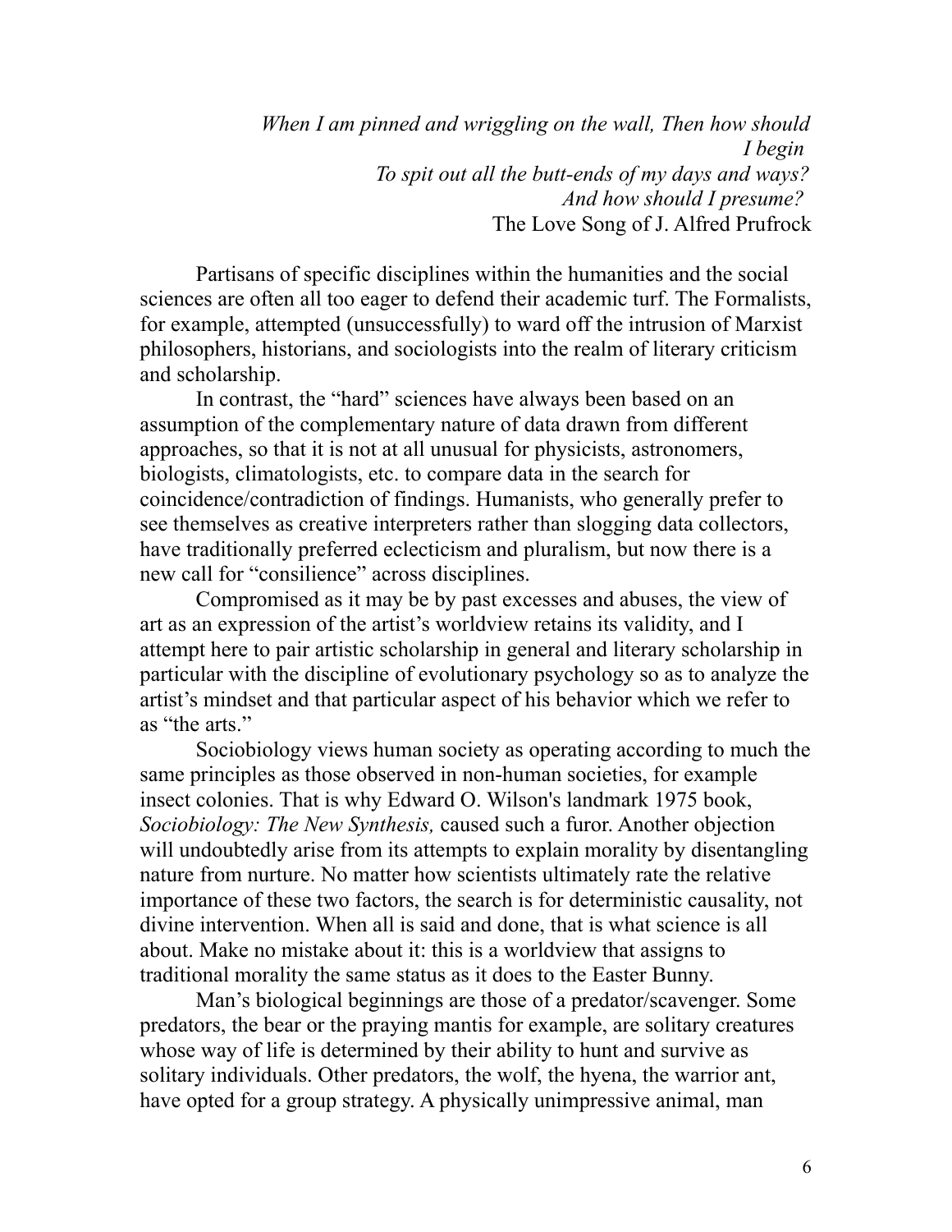*When I am pinned and wriggling on the wall, Then how should I begin*
*To spit out all the butt-ends of my days and ways?*
*And how should I presume?*
The Love Song of J. Alfred Prufrock

Partisans of specific disciplines within the humanities and the social sciences are often all too eager to defend their academic turf. The Formalists, for example, attempted (unsuccessfully) to ward off the intrusion of Marxist philosophers, historians, and sociologists into the realm of literary criticism and scholarship.

In contrast, the "hard" sciences have always been based on an assumption of the complementary nature of data drawn from different approaches, so that it is not at all unusual for physicists, astronomers, biologists, climatologists, etc. to compare data in the search for coincidence/contradiction of findings. Humanists, who generally prefer to see themselves as creative interpreters rather than slogging data collectors, have traditionally preferred eclecticism and pluralism, but now there is a new call for "consilience" across disciplines.

Compromised as it may be by past excesses and abuses, the view of art as an expression of the artist's worldview retains its validity, and I attempt here to pair artistic scholarship in general and literary scholarship in particular with the discipline of evolutionary psychology so as to analyze the artist's mindset and that particular aspect of his behavior which we refer to as "the arts."

Sociobiology views human society as operating according to much the same principles as those observed in non-human societies, for example insect colonies. That is why Edward O. Wilson's landmark 1975 book, *Sociobiology: The New Synthesis,* caused such a furor. Another objection will undoubtedly arise from its attempts to explain morality by disentangling nature from nurture. No matter how scientists ultimately rate the relative importance of these two factors, the search is for deterministic causality, not divine intervention. When all is said and done, that is what science is all about. Make no mistake about it: this is a worldview that assigns to traditional morality the same status as it does to the Easter Bunny.

Man's biological beginnings are those of a predator/scavenger. Some predators, the bear or the praying mantis for example, are solitary creatures whose way of life is determined by their ability to hunt and survive as solitary individuals. Other predators, the wolf, the hyena, the warrior ant, have opted for a group strategy. A physically unimpressive animal, man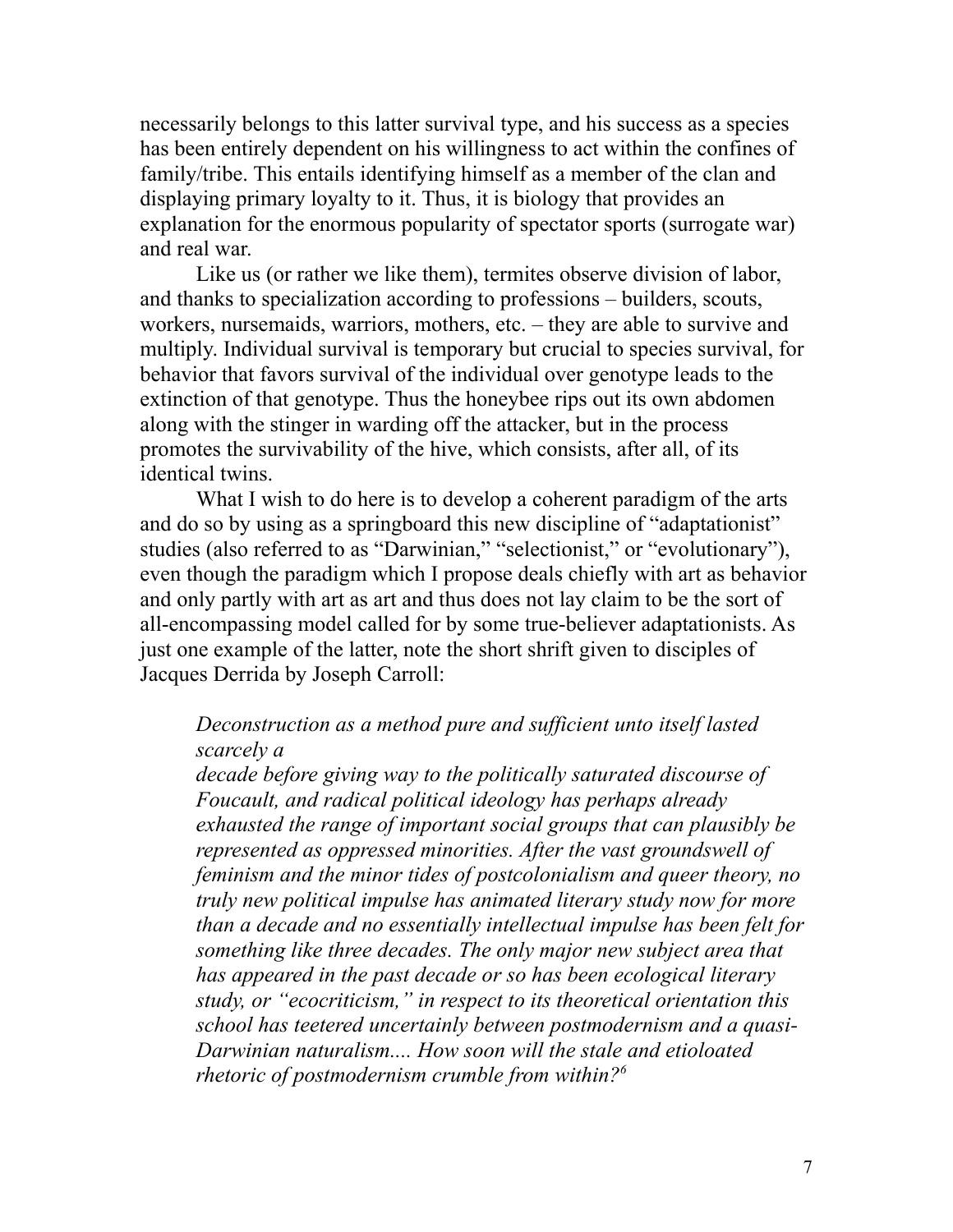necessarily belongs to this latter survival type, and his success as a species has been entirely dependent on his willingness to act within the confines of family/tribe. This entails identifying himself as a member of the clan and displaying primary loyalty to it. Thus, it is biology that provides an explanation for the enormous popularity of spectator sports (surrogate war) and real war.

Like us (or rather we like them), termites observe division of labor, and thanks to specialization according to professions – builders, scouts, workers, nursemaids, warriors, mothers, etc. – they are able to survive and multiply. Individual survival is temporary but crucial to species survival, for behavior that favors survival of the individual over genotype leads to the extinction of that genotype. Thus the honeybee rips out its own abdomen along with the stinger in warding off the attacker, but in the process promotes the survivability of the hive, which consists, after all, of its identical twins.

What I wish to do here is to develop a coherent paradigm of the arts and do so by using as a springboard this new discipline of "adaptationist" studies (also referred to as "Darwinian," "selectionist," or "evolutionary"), even though the paradigm which I propose deals chiefly with art as behavior and only partly with art as art and thus does not lay claim to be the sort of all-encompassing model called for by some true-believer adaptationists. As just one example of the latter, note the short shrift given to disciples of Jacques Derrida by Joseph Carroll:

> *Deconstruction as a method pure and sufficient unto itself lasted scarcely a decade before giving way to the politically saturated discourse of Foucault, and radical political ideology has perhaps already exhausted the range of important social groups that can plausibly be represented as oppressed minorities. After the vast groundswell of feminism and the minor tides of postcolonialism and queer theory, no truly new political impulse has animated literary study now for more than a decade and no essentially intellectual impulse has been felt for something like three decades. The only major new subject area that has appeared in the past decade or so has been ecological literary study, or "ecocriticism," in respect to its theoretical orientation this school has teetered uncertainly between postmodernism and a quasi-Darwinian naturalism.... How soon will the stale and etioloated rhetoric of postmodernism crumble from within?*[6]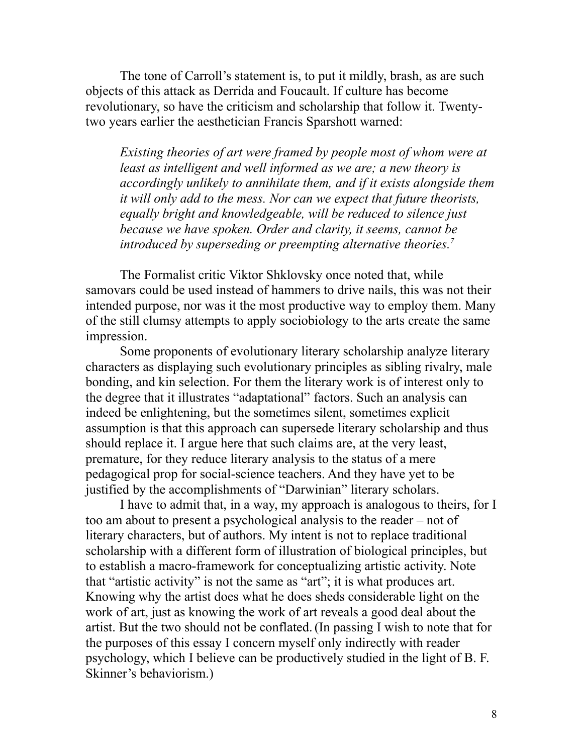The tone of Carroll's statement is, to put it mildly, brash, as are such objects of this attack as Derrida and Foucault. If culture has become revolutionary, so have the criticism and scholarship that follow it. Twenty-two years earlier the aesthetician Francis Sparshott warned:

> *Existing theories of art were framed by people most of whom were at least as intelligent and well informed as we are; a new theory is accordingly unlikely to annihilate them, and if it exists alongside them it will only add to the mess. Nor can we expect that future theorists, equally bright and knowledgeable, will be reduced to silence just because we have spoken. Order and clarity, it seems, cannot be introduced by superseding or preempting alternative theories.*[7]

The Formalist critic Viktor Shklovsky once noted that, while samovars could be used instead of hammers to drive nails, this was not their intended purpose, nor was it the most productive way to employ them. Many of the still clumsy attempts to apply sociobiology to the arts create the same impression.

Some proponents of evolutionary literary scholarship analyze literary characters as displaying such evolutionary principles as sibling rivalry, male bonding, and kin selection. For them the literary work is of interest only to the degree that it illustrates "adaptational" factors. Such an analysis can indeed be enlightening, but the sometimes silent, sometimes explicit assumption is that this approach can supersede literary scholarship and thus should replace it. I argue here that such claims are, at the very least, premature, for they reduce literary analysis to the status of a mere pedagogical prop for social-science teachers. And they have yet to be justified by the accomplishments of "Darwinian" literary scholars.

I have to admit that, in a way, my approach is analogous to theirs, for I too am about to present a psychological analysis to the reader – not of literary characters, but of authors. My intent is not to replace traditional scholarship with a different form of illustration of biological principles, but to establish a macro-framework for conceptualizing artistic activity. Note that "artistic activity" is not the same as "art"; it is what produces art. Knowing why the artist does what he does sheds considerable light on the work of art, just as knowing the work of art reveals a good deal about the artist. But the two should not be conflated. (In passing I wish to note that for the purposes of this essay I concern myself only indirectly with reader psychology, which I believe can be productively studied in the light of B. F. Skinner's behaviorism.)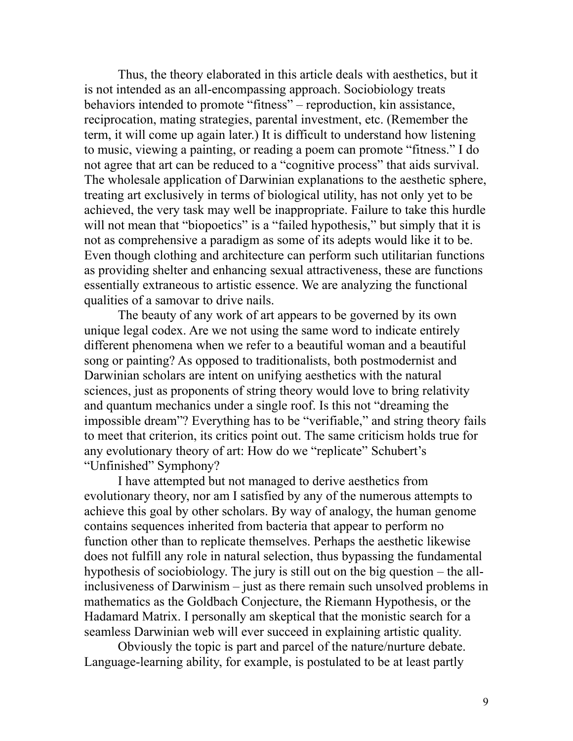Thus, the theory elaborated in this article deals with aesthetics, but it is not intended as an all-encompassing approach. Sociobiology treats behaviors intended to promote "fitness" – reproduction, kin assistance, reciprocation, mating strategies, parental investment, etc. (Remember the term, it will come up again later.) It is difficult to understand how listening to music, viewing a painting, or reading a poem can promote "fitness." I do not agree that art can be reduced to a "cognitive process" that aids survival. The wholesale application of Darwinian explanations to the aesthetic sphere, treating art exclusively in terms of biological utility, has not only yet to be achieved, the very task may well be inappropriate. Failure to take this hurdle will not mean that "biopoetics" is a "failed hypothesis," but simply that it is not as comprehensive a paradigm as some of its adepts would like it to be. Even though clothing and architecture can perform such utilitarian functions as providing shelter and enhancing sexual attractiveness, these are functions essentially extraneous to artistic essence. We are analyzing the functional qualities of a samovar to drive nails.

The beauty of any work of art appears to be governed by its own unique legal codex. Are we not using the same word to indicate entirely different phenomena when we refer to a beautiful woman and a beautiful song or painting? As opposed to traditionalists, both postmodernist and Darwinian scholars are intent on unifying aesthetics with the natural sciences, just as proponents of string theory would love to bring relativity and quantum mechanics under a single roof. Is this not "dreaming the impossible dream"? Everything has to be "verifiable," and string theory fails to meet that criterion, its critics point out. The same criticism holds true for any evolutionary theory of art: How do we "replicate" Schubert's "Unfinished" Symphony?

I have attempted but not managed to derive aesthetics from evolutionary theory, nor am I satisfied by any of the numerous attempts to achieve this goal by other scholars. By way of analogy, the human genome contains sequences inherited from bacteria that appear to perform no function other than to replicate themselves. Perhaps the aesthetic likewise does not fulfill any role in natural selection, thus bypassing the fundamental hypothesis of sociobiology. The jury is still out on the big question – the all-inclusiveness of Darwinism – just as there remain such unsolved problems in mathematics as the Goldbach Conjecture, the Riemann Hypothesis, or the Hadamard Matrix. I personally am skeptical that the monistic search for a seamless Darwinian web will ever succeed in explaining artistic quality.

Obviously the topic is part and parcel of the nature/nurture debate. Language-learning ability, for example, is postulated to be at least partly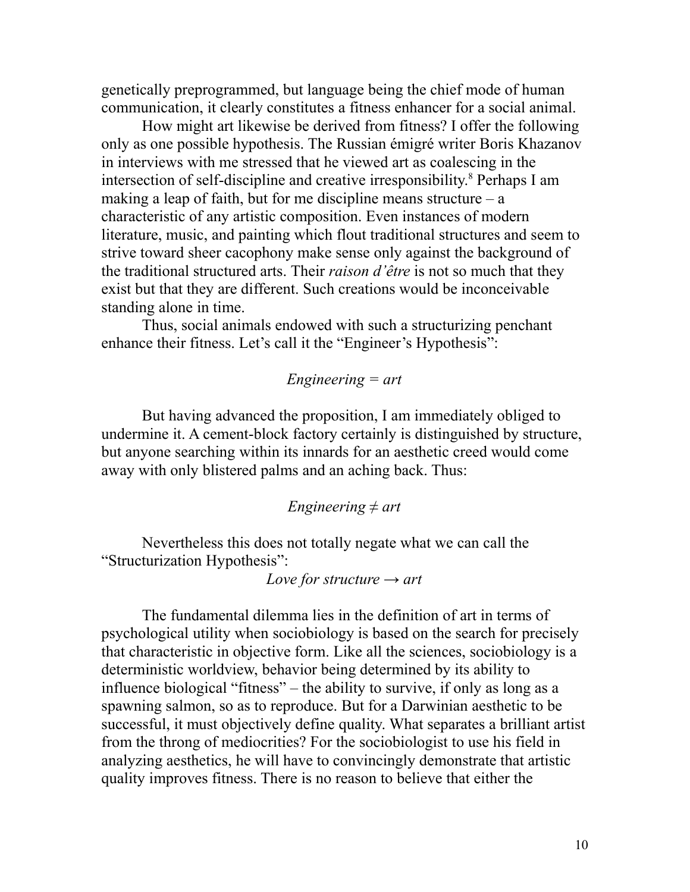genetically preprogrammed, but language being the chief mode of human communication, it clearly constitutes a fitness enhancer for a social animal.

How might art likewise be derived from fitness? I offer the following only as one possible hypothesis. The Russian émigré writer Boris Khazanov in interviews with me stressed that he viewed art as coalescing in the intersection of self-discipline and creative irresponsibility.[8] Perhaps I am making a leap of faith, but for me discipline means structure – a characteristic of any artistic composition. Even instances of modern literature, music, and painting which flout traditional structures and seem to strive toward sheer cacophony make sense only against the background of the traditional structured arts. Their *raison d'être* is not so much that they exist but that they are different. Such creations would be inconceivable standing alone in time.

Thus, social animals endowed with such a structurizing penchant enhance their fitness. Let's call it the "Engineer's Hypothesis":

*Engineering = art*

But having advanced the proposition, I am immediately obliged to undermine it. A cement-block factory certainly is distinguished by structure, but anyone searching within its innards for an aesthetic creed would come away with only blistered palms and an aching back. Thus:

*Engineering ≠ art*

Nevertheless this does not totally negate what we can call the "Structurization Hypothesis":

*Love for structure → art*

The fundamental dilemma lies in the definition of art in terms of psychological utility when sociobiology is based on the search for precisely that characteristic in objective form. Like all the sciences, sociobiology is a deterministic worldview, behavior being determined by its ability to influence biological "fitness" – the ability to survive, if only as long as a spawning salmon, so as to reproduce. But for a Darwinian aesthetic to be successful, it must objectively define quality. What separates a brilliant artist from the throng of mediocrities? For the sociobiologist to use his field in analyzing aesthetics, he will have to convincingly demonstrate that artistic quality improves fitness. There is no reason to believe that either the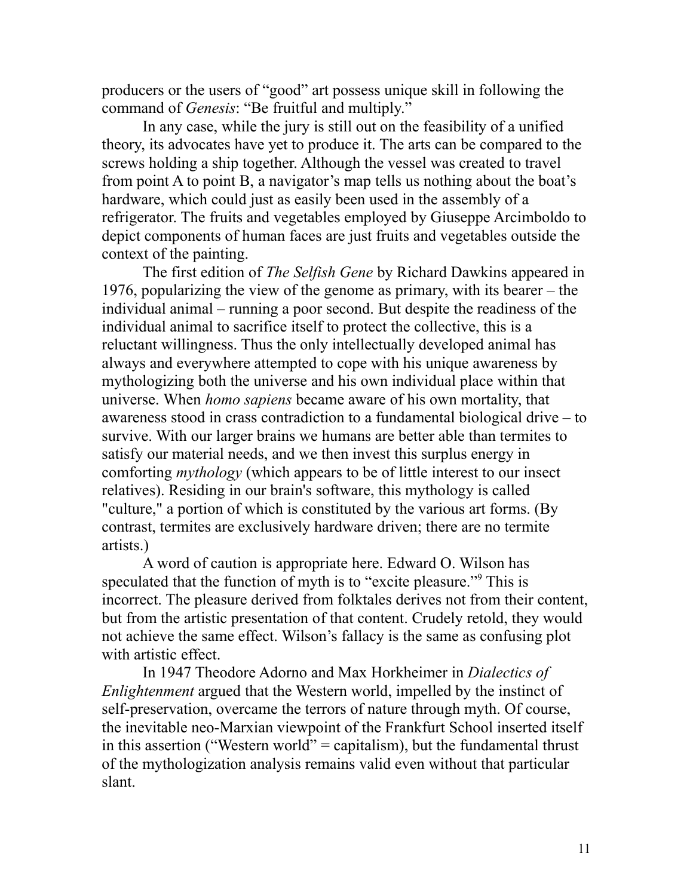producers or the users of "good" art possess unique skill in following the command of *Genesis*: "Be fruitful and multiply."

In any case, while the jury is still out on the feasibility of a unified theory, its advocates have yet to produce it. The arts can be compared to the screws holding a ship together. Although the vessel was created to travel from point A to point B, a navigator's map tells us nothing about the boat's hardware, which could just as easily been used in the assembly of a refrigerator. The fruits and vegetables employed by Giuseppe Arcimboldo to depict components of human faces are just fruits and vegetables outside the context of the painting.

The first edition of *The Selfish Gene* by Richard Dawkins appeared in 1976, popularizing the view of the genome as primary, with its bearer – the individual animal – running a poor second. But despite the readiness of the individual animal to sacrifice itself to protect the collective, this is a reluctant willingness. Thus the only intellectually developed animal has always and everywhere attempted to cope with his unique awareness by mythologizing both the universe and his own individual place within that universe. When *homo sapiens* became aware of his own mortality, that awareness stood in crass contradiction to a fundamental biological drive – to survive. With our larger brains we humans are better able than termites to satisfy our material needs, and we then invest this surplus energy in comforting *mythology* (which appears to be of little interest to our insect relatives). Residing in our brain's software, this mythology is called "culture," a portion of which is constituted by the various art forms. (By contrast, termites are exclusively hardware driven; there are no termite artists.)

A word of caution is appropriate here. Edward O. Wilson has speculated that the function of myth is to "excite pleasure."[9] This is incorrect. The pleasure derived from folktales derives not from their content, but from the artistic presentation of that content. Crudely retold, they would not achieve the same effect. Wilson's fallacy is the same as confusing plot with artistic effect.

In 1947 Theodore Adorno and Max Horkheimer in *Dialectics of Enlightenment* argued that the Western world, impelled by the instinct of self-preservation, overcame the terrors of nature through myth. Of course, the inevitable neo-Marxian viewpoint of the Frankfurt School inserted itself in this assertion ("Western world" = capitalism), but the fundamental thrust of the mythologization analysis remains valid even without that particular slant.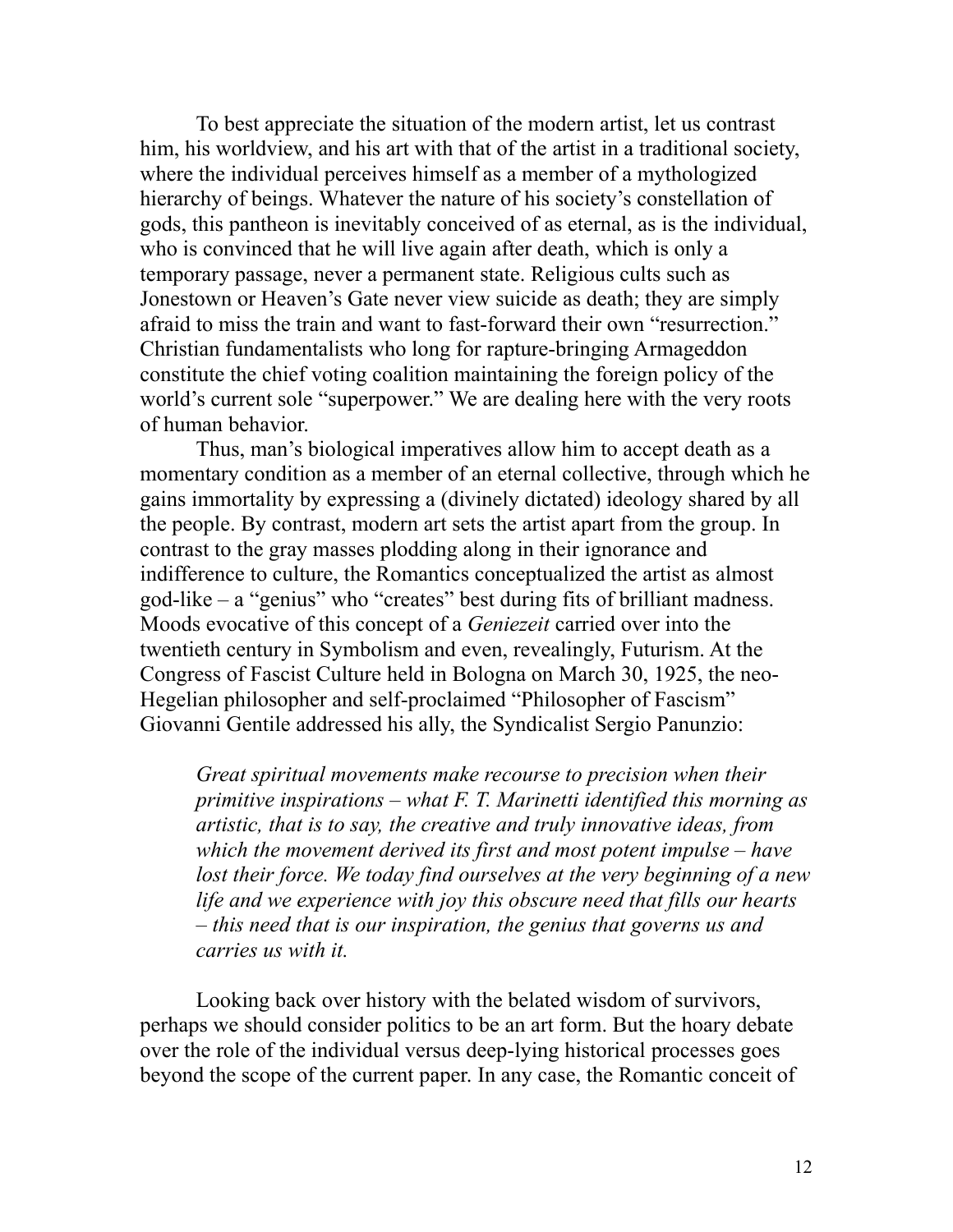To best appreciate the situation of the modern artist, let us contrast him, his worldview, and his art with that of the artist in a traditional society, where the individual perceives himself as a member of a mythologized hierarchy of beings. Whatever the nature of his society's constellation of gods, this pantheon is inevitably conceived of as eternal, as is the individual, who is convinced that he will live again after death, which is only a temporary passage, never a permanent state. Religious cults such as Jonestown or Heaven's Gate never view suicide as death; they are simply afraid to miss the train and want to fast-forward their own "resurrection." Christian fundamentalists who long for rapture-bringing Armageddon constitute the chief voting coalition maintaining the foreign policy of the world's current sole "superpower." We are dealing here with the very roots of human behavior.

Thus, man's biological imperatives allow him to accept death as a momentary condition as a member of an eternal collective, through which he gains immortality by expressing a (divinely dictated) ideology shared by all the people. By contrast, modern art sets the artist apart from the group. In contrast to the gray masses plodding along in their ignorance and indifference to culture, the Romantics conceptualized the artist as almost god-like – a "genius" who "creates" best during fits of brilliant madness. Moods evocative of this concept of a *Geniezeit* carried over into the twentieth century in Symbolism and even, revealingly, Futurism. At the Congress of Fascist Culture held in Bologna on March 30, 1925, the neo-Hegelian philosopher and self-proclaimed "Philosopher of Fascism" Giovanni Gentile addressed his ally, the Syndicalist Sergio Panunzio:

> *Great spiritual movements make recourse to precision when their primitive inspirations – what F. T. Marinetti identified this morning as artistic, that is to say, the creative and truly innovative ideas, from which the movement derived its first and most potent impulse – have lost their force. We today find ourselves at the very beginning of a new life and we experience with joy this obscure need that fills our hearts – this need that is our inspiration, the genius that governs us and carries us with it.*

Looking back over history with the belated wisdom of survivors, perhaps we should consider politics to be an art form. But the hoary debate over the role of the individual versus deep-lying historical processes goes beyond the scope of the current paper. In any case, the Romantic conceit of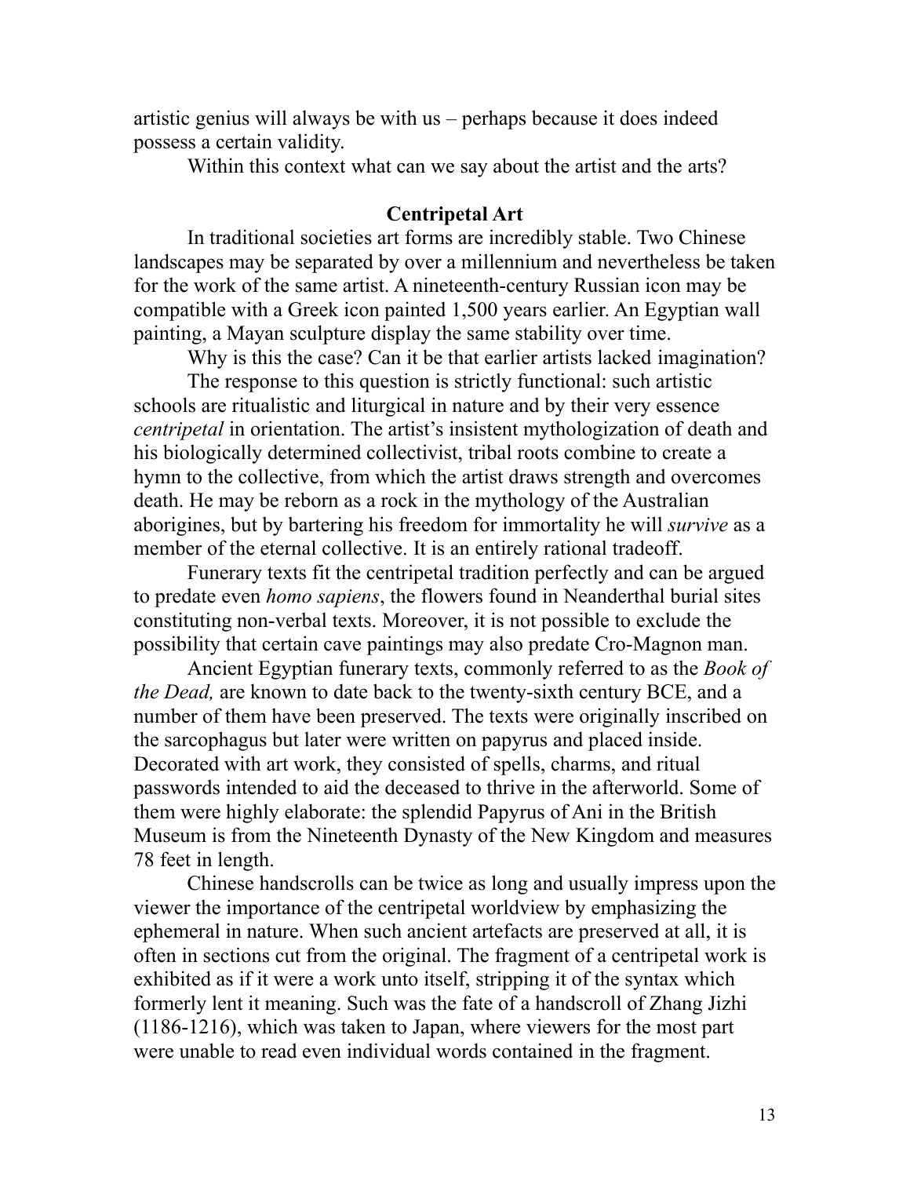artistic genius will always be with us – perhaps because it does indeed possess a certain validity.

Within this context what can we say about the artist and the arts?

## Centripetal Art

In traditional societies art forms are incredibly stable. Two Chinese landscapes may be separated by over a millennium and nevertheless be taken for the work of the same artist. A nineteenth-century Russian icon may be compatible with a Greek icon painted 1,500 years earlier. An Egyptian wall painting, a Mayan sculpture display the same stability over time.

Why is this the case? Can it be that earlier artists lacked imagination?

The response to this question is strictly functional: such artistic schools are ritualistic and liturgical in nature and by their very essence *centripetal* in orientation. The artist's insistent mythologization of death and his biologically determined collectivist, tribal roots combine to create a hymn to the collective, from which the artist draws strength and overcomes death. He may be reborn as a rock in the mythology of the Australian aborigines, but by bartering his freedom for immortality he will *survive* as a member of the eternal collective. It is an entirely rational tradeoff.

Funerary texts fit the centripetal tradition perfectly and can be argued to predate even *homo sapiens*, the flowers found in Neanderthal burial sites constituting non-verbal texts. Moreover, it is not possible to exclude the possibility that certain cave paintings may also predate Cro-Magnon man.

Ancient Egyptian funerary texts, commonly referred to as the *Book of the Dead,* are known to date back to the twenty-sixth century BCE, and a number of them have been preserved. The texts were originally inscribed on the sarcophagus but later were written on papyrus and placed inside. Decorated with art work, they consisted of spells, charms, and ritual passwords intended to aid the deceased to thrive in the afterworld. Some of them were highly elaborate: the splendid Papyrus of Ani in the British Museum is from the Nineteenth Dynasty of the New Kingdom and measures 78 feet in length.

Chinese handscrolls can be twice as long and usually impress upon the viewer the importance of the centripetal worldview by emphasizing the ephemeral in nature. When such ancient artefacts are preserved at all, it is often in sections cut from the original. The fragment of a centripetal work is exhibited as if it were a work unto itself, stripping it of the syntax which formerly lent it meaning. Such was the fate of a handscroll of Zhang Jizhi (1186-1216), which was taken to Japan, where viewers for the most part were unable to read even individual words contained in the fragment.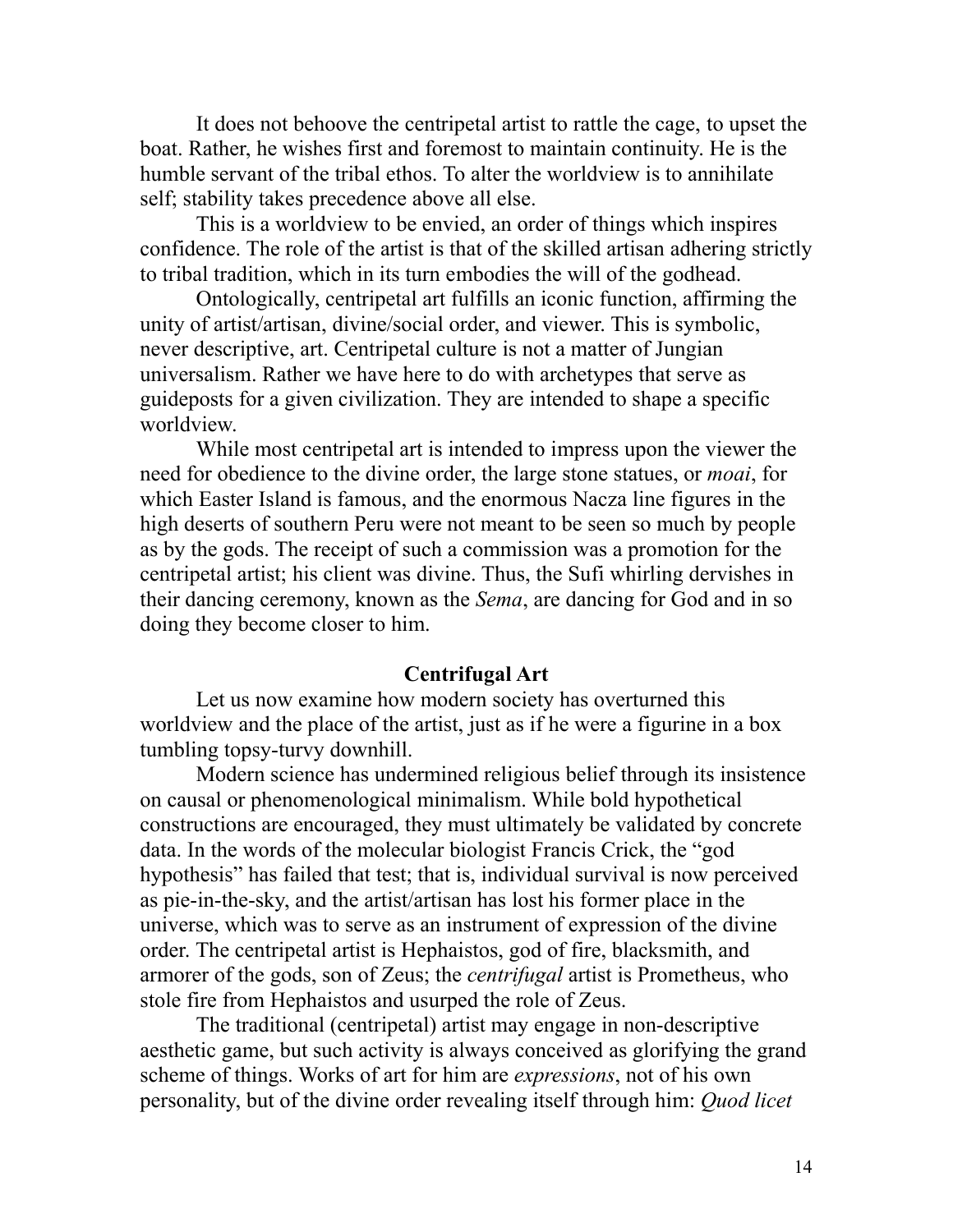It does not behoove the centripetal artist to rattle the cage, to upset the boat. Rather, he wishes first and foremost to maintain continuity. He is the humble servant of the tribal ethos. To alter the worldview is to annihilate self; stability takes precedence above all else.

This is a worldview to be envied, an order of things which inspires confidence. The role of the artist is that of the skilled artisan adhering strictly to tribal tradition, which in its turn embodies the will of the godhead.

Ontologically, centripetal art fulfills an iconic function, affirming the unity of artist/artisan, divine/social order, and viewer. This is symbolic, never descriptive, art. Centripetal culture is not a matter of Jungian universalism. Rather we have here to do with archetypes that serve as guideposts for a given civilization. They are intended to shape a specific worldview.

While most centripetal art is intended to impress upon the viewer the need for obedience to the divine order, the large stone statues, or *moai*, for which Easter Island is famous, and the enormous Nacza line figures in the high deserts of southern Peru were not meant to be seen so much by people as by the gods. The receipt of such a commission was a promotion for the centripetal artist; his client was divine. Thus, the Sufi whirling dervishes in their dancing ceremony, known as the *Sema*, are dancing for God and in so doing they become closer to him.

### Centrifugal Art

Let us now examine how modern society has overturned this worldview and the place of the artist, just as if he were a figurine in a box tumbling topsy-turvy downhill.

Modern science has undermined religious belief through its insistence on causal or phenomenological minimalism. While bold hypothetical constructions are encouraged, they must ultimately be validated by concrete data. In the words of the molecular biologist Francis Crick, the "god hypothesis" has failed that test; that is, individual survival is now perceived as pie-in-the-sky, and the artist/artisan has lost his former place in the universe, which was to serve as an instrument of expression of the divine order. The centripetal artist is Hephaistos, god of fire, blacksmith, and armorer of the gods, son of Zeus; the *centrifugal* artist is Prometheus, who stole fire from Hephaistos and usurped the role of Zeus.

The traditional (centripetal) artist may engage in non-descriptive aesthetic game, but such activity is always conceived as glorifying the grand scheme of things. Works of art for him are *expressions*, not of his own personality, but of the divine order revealing itself through him: *Quod licet*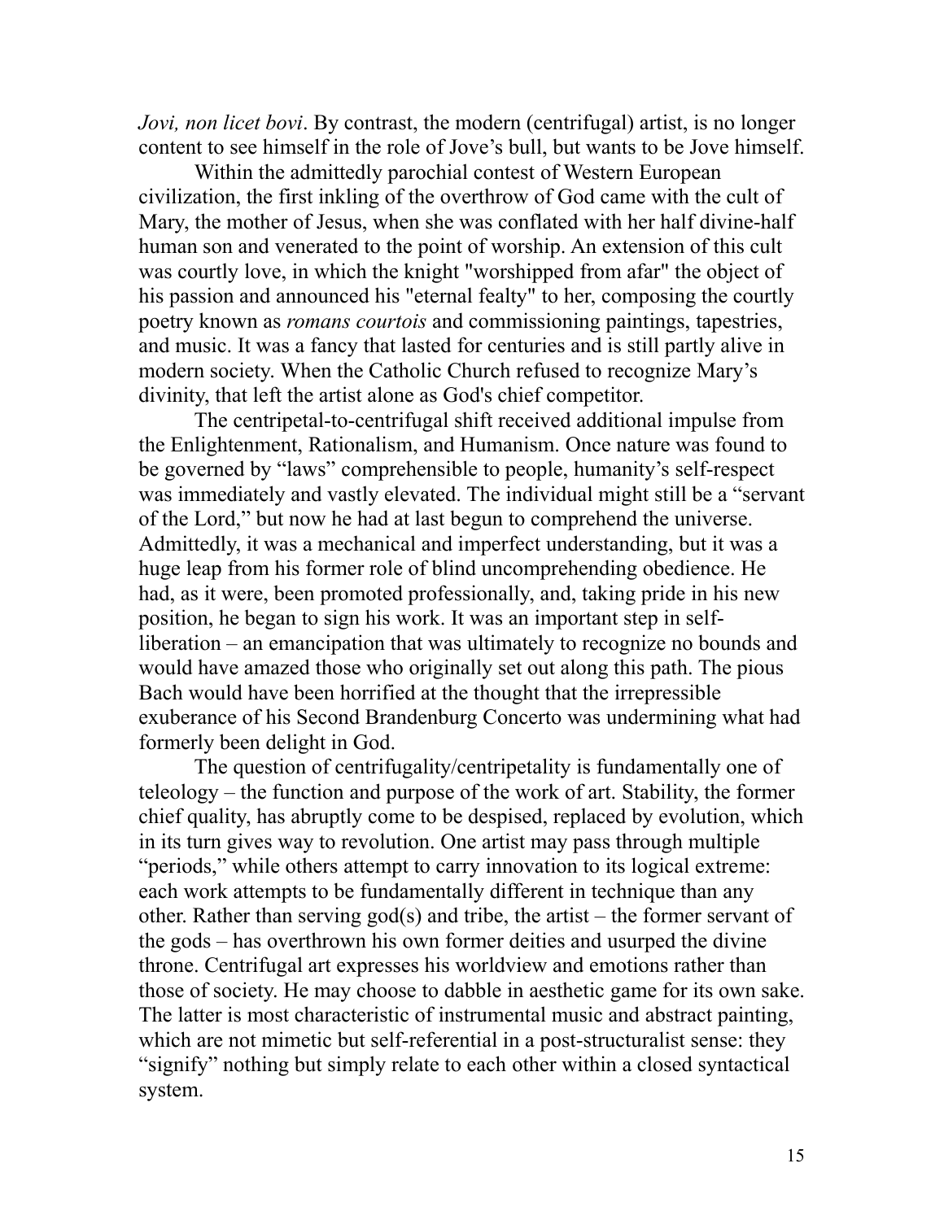*Jovi, non licet bovi*. By contrast, the modern (centrifugal) artist, is no longer content to see himself in the role of Jove's bull, but wants to be Jove himself.

Within the admittedly parochial contest of Western European civilization, the first inkling of the overthrow of God came with the cult of Mary, the mother of Jesus, when she was conflated with her half divine-half human son and venerated to the point of worship. An extension of this cult was courtly love, in which the knight "worshipped from afar" the object of his passion and announced his "eternal fealty" to her, composing the courtly poetry known as *romans courtois* and commissioning paintings, tapestries, and music. It was a fancy that lasted for centuries and is still partly alive in modern society. When the Catholic Church refused to recognize Mary's divinity, that left the artist alone as God's chief competitor.

The centripetal-to-centrifugal shift received additional impulse from the Enlightenment, Rationalism, and Humanism. Once nature was found to be governed by "laws" comprehensible to people, humanity's self-respect was immediately and vastly elevated. The individual might still be a "servant of the Lord," but now he had at last begun to comprehend the universe. Admittedly, it was a mechanical and imperfect understanding, but it was a huge leap from his former role of blind uncomprehending obedience. He had, as it were, been promoted professionally, and, taking pride in his new position, he began to sign his work. It was an important step in self-liberation – an emancipation that was ultimately to recognize no bounds and would have amazed those who originally set out along this path. The pious Bach would have been horrified at the thought that the irrepressible exuberance of his Second Brandenburg Concerto was undermining what had formerly been delight in God.

The question of centrifugality/centripetality is fundamentally one of teleology – the function and purpose of the work of art. Stability, the former chief quality, has abruptly come to be despised, replaced by evolution, which in its turn gives way to revolution. One artist may pass through multiple "periods," while others attempt to carry innovation to its logical extreme: each work attempts to be fundamentally different in technique than any other. Rather than serving god(s) and tribe, the artist – the former servant of the gods – has overthrown his own former deities and usurped the divine throne. Centrifugal art expresses his worldview and emotions rather than those of society. He may choose to dabble in aesthetic game for its own sake. The latter is most characteristic of instrumental music and abstract painting, which are not mimetic but self-referential in a post-structuralist sense: they "signify" nothing but simply relate to each other within a closed syntactical system.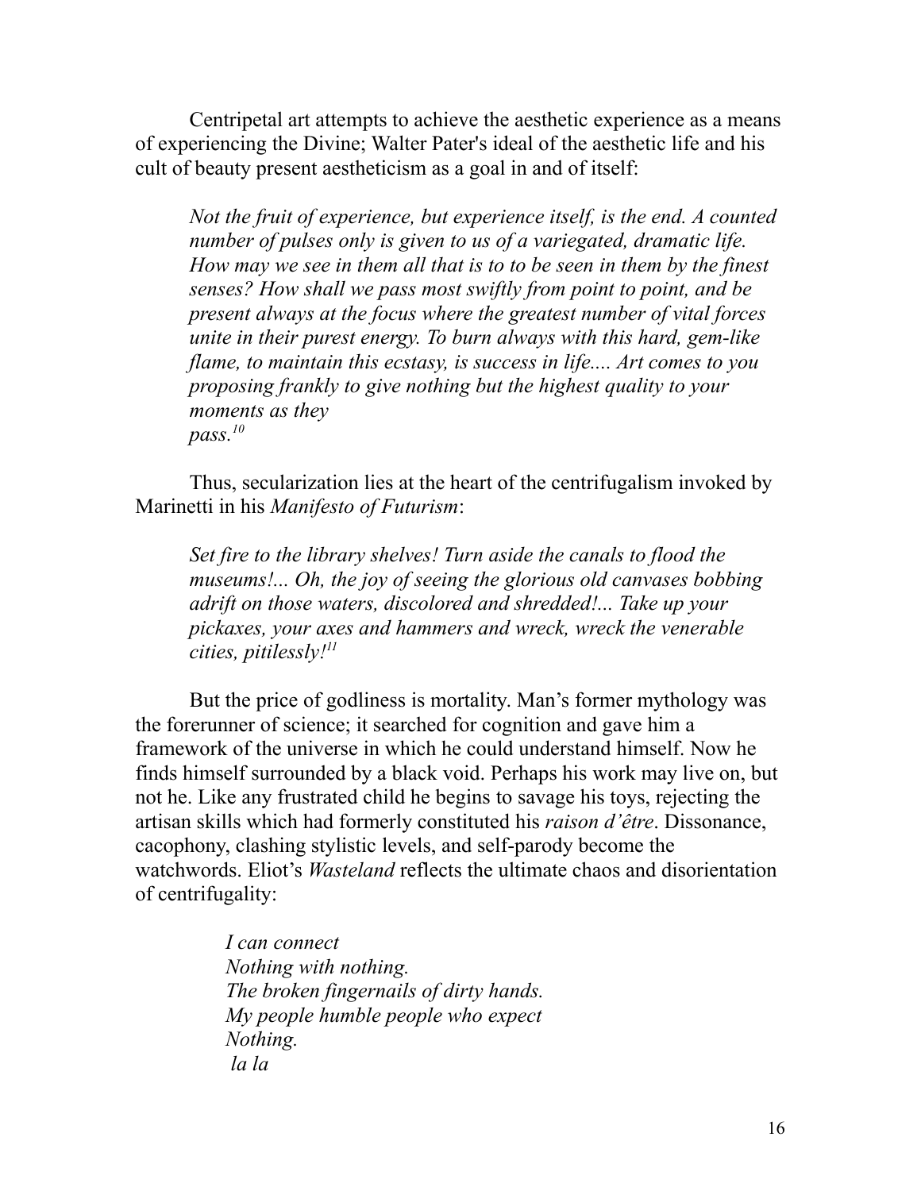Centripetal art attempts to achieve the aesthetic experience as a means of experiencing the Divine; Walter Pater's ideal of the aesthetic life and his cult of beauty present aestheticism as a goal in and of itself:

> *Not the fruit of experience, but experience itself, is the end. A counted number of pulses only is given to us of a variegated, dramatic life. How may we see in them all that is to to be seen in them by the finest senses? How shall we pass most swiftly from point to point, and be present always at the focus where the greatest number of vital forces unite in their purest energy. To burn always with this hard, gem-like flame, to maintain this ecstasy, is success in life.... Art comes to you proposing frankly to give nothing but the highest quality to your moments as they pass.*[10]

Thus, secularization lies at the heart of the centrifugalism invoked by Marinetti in his *Manifesto of Futurism*:

> *Set fire to the library shelves! Turn aside the canals to flood the museums!... Oh, the joy of seeing the glorious old canvases bobbing adrift on those waters, discolored and shredded!... Take up your pickaxes, your axes and hammers and wreck, wreck the venerable cities, pitilessly!*[11]

But the price of godliness is mortality. Man's former mythology was the forerunner of science; it searched for cognition and gave him a framework of the universe in which he could understand himself. Now he finds himself surrounded by a black void. Perhaps his work may live on, but not he. Like any frustrated child he begins to savage his toys, rejecting the artisan skills which had formerly constituted his *raison d'être*. Dissonance, cacophony, clashing stylistic levels, and self-parody become the watchwords. Eliot's *Wasteland* reflects the ultimate chaos and disorientation of centrifugality:

> *I can connect*
> *Nothing with nothing.*
> *The broken fingernails of dirty hands.*
> *My people humble people who expect*
> *Nothing.*
> *la la*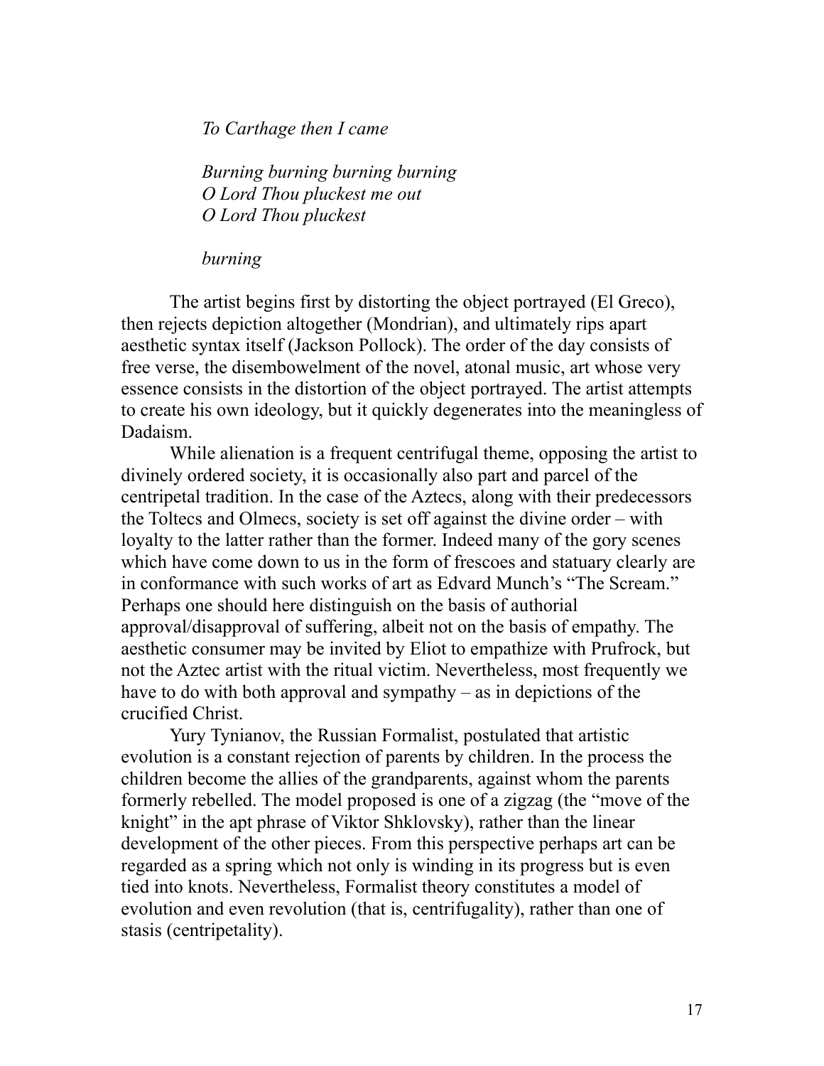*To Carthage then I came*

*Burning burning burning burning*  
*O Lord Thou pluckest me out*  
*O Lord Thou pluckest*

*burning*

The artist begins first by distorting the object portrayed (El Greco), then rejects depiction altogether (Mondrian), and ultimately rips apart aesthetic syntax itself (Jackson Pollock). The order of the day consists of free verse, the disembowelment of the novel, atonal music, art whose very essence consists in the distortion of the object portrayed. The artist attempts to create his own ideology, but it quickly degenerates into the meaningless of Dadaism.

While alienation is a frequent centrifugal theme, opposing the artist to divinely ordered society, it is occasionally also part and parcel of the centripetal tradition. In the case of the Aztecs, along with their predecessors the Toltecs and Olmecs, society is set off against the divine order – with loyalty to the latter rather than the former. Indeed many of the gory scenes which have come down to us in the form of frescoes and statuary clearly are in conformance with such works of art as Edvard Munch's "The Scream." Perhaps one should here distinguish on the basis of authorial approval/disapproval of suffering, albeit not on the basis of empathy. The aesthetic consumer may be invited by Eliot to empathize with Prufrock, but not the Aztec artist with the ritual victim. Nevertheless, most frequently we have to do with both approval and sympathy – as in depictions of the crucified Christ.

Yury Tynianov, the Russian Formalist, postulated that artistic evolution is a constant rejection of parents by children. In the process the children become the allies of the grandparents, against whom the parents formerly rebelled. The model proposed is one of a zigzag (the "move of the knight" in the apt phrase of Viktor Shklovsky), rather than the linear development of the other pieces. From this perspective perhaps art can be regarded as a spring which not only is winding in its progress but is even tied into knots. Nevertheless, Formalist theory constitutes a model of evolution and even revolution (that is, centrifugality), rather than one of stasis (centripetality).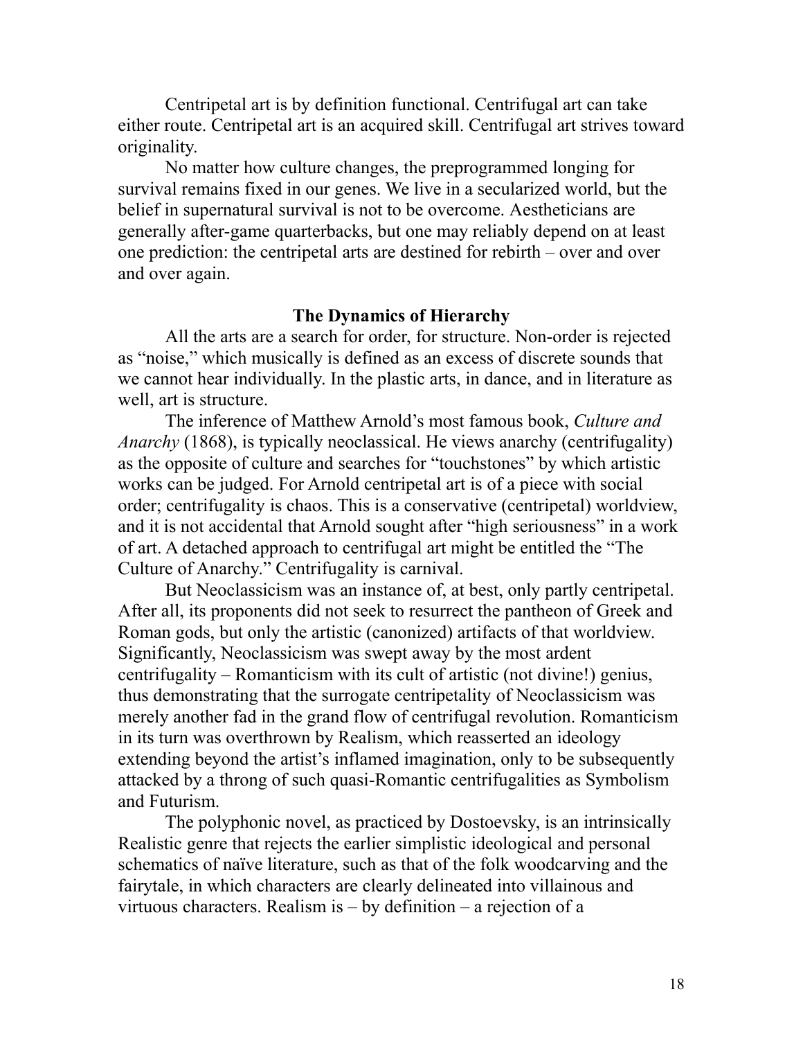Centripetal art is by definition functional. Centrifugal art can take either route. Centripetal art is an acquired skill. Centrifugal art strives toward originality.

No matter how culture changes, the preprogrammed longing for survival remains fixed in our genes. We live in a secularized world, but the belief in supernatural survival is not to be overcome. Aestheticians are generally after-game quarterbacks, but one may reliably depend on at least one prediction: the centripetal arts are destined for rebirth – over and over and over again.

### The Dynamics of Hierarchy

All the arts are a search for order, for structure. Non-order is rejected as "noise," which musically is defined as an excess of discrete sounds that we cannot hear individually. In the plastic arts, in dance, and in literature as well, art is structure.

The inference of Matthew Arnold's most famous book, *Culture and Anarchy* (1868), is typically neoclassical. He views anarchy (centrifugality) as the opposite of culture and searches for "touchstones" by which artistic works can be judged. For Arnold centripetal art is of a piece with social order; centrifugality is chaos. This is a conservative (centripetal) worldview, and it is not accidental that Arnold sought after "high seriousness" in a work of art. A detached approach to centrifugal art might be entitled the "The Culture of Anarchy." Centrifugality is carnival.

But Neoclassicism was an instance of, at best, only partly centripetal. After all, its proponents did not seek to resurrect the pantheon of Greek and Roman gods, but only the artistic (canonized) artifacts of that worldview. Significantly, Neoclassicism was swept away by the most ardent centrifugality – Romanticism with its cult of artistic (not divine!) genius, thus demonstrating that the surrogate centripetality of Neoclassicism was merely another fad in the grand flow of centrifugal revolution. Romanticism in its turn was overthrown by Realism, which reasserted an ideology extending beyond the artist's inflamed imagination, only to be subsequently attacked by a throng of such quasi-Romantic centrifugalities as Symbolism and Futurism.

The polyphonic novel, as practiced by Dostoevsky, is an intrinsically Realistic genre that rejects the earlier simplistic ideological and personal schematics of naïve literature, such as that of the folk woodcarving and the fairytale, in which characters are clearly delineated into villainous and virtuous characters. Realism is – by definition – a rejection of a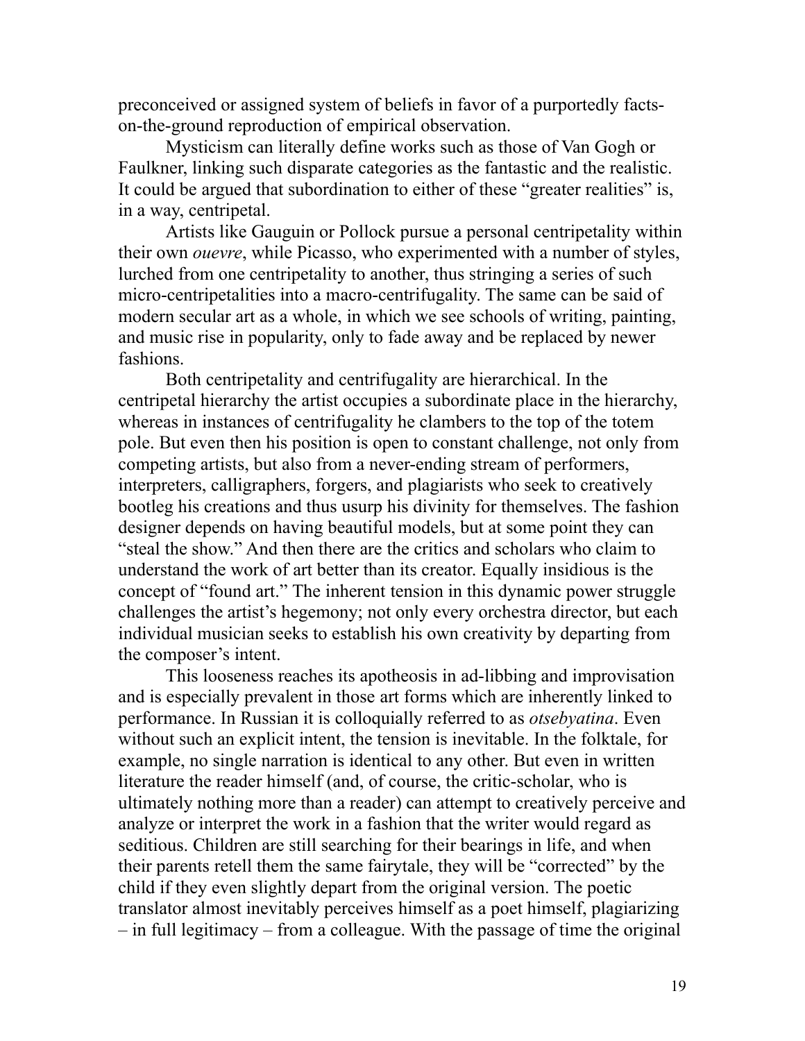preconceived or assigned system of beliefs in favor of a purportedly facts-on-the-ground reproduction of empirical observation.

Mysticism can literally define works such as those of Van Gogh or Faulkner, linking such disparate categories as the fantastic and the realistic. It could be argued that subordination to either of these "greater realities" is, in a way, centripetal.

Artists like Gauguin or Pollock pursue a personal centripetality within their own *ouevre*, while Picasso, who experimented with a number of styles, lurched from one centripetality to another, thus stringing a series of such micro-centripetalities into a macro-centrifugality. The same can be said of modern secular art as a whole, in which we see schools of writing, painting, and music rise in popularity, only to fade away and be replaced by newer fashions.

Both centripetality and centrifugality are hierarchical. In the centripetal hierarchy the artist occupies a subordinate place in the hierarchy, whereas in instances of centrifugality he clambers to the top of the totem pole. But even then his position is open to constant challenge, not only from competing artists, but also from a never-ending stream of performers, interpreters, calligraphers, forgers, and plagiarists who seek to creatively bootleg his creations and thus usurp his divinity for themselves. The fashion designer depends on having beautiful models, but at some point they can "steal the show." And then there are the critics and scholars who claim to understand the work of art better than its creator. Equally insidious is the concept of "found art." The inherent tension in this dynamic power struggle challenges the artist's hegemony; not only every orchestra director, but each individual musician seeks to establish his own creativity by departing from the composer's intent.

This looseness reaches its apotheosis in ad-libbing and improvisation and is especially prevalent in those art forms which are inherently linked to performance. In Russian it is colloquially referred to as *otsebyatina*. Even without such an explicit intent, the tension is inevitable. In the folktale, for example, no single narration is identical to any other. But even in written literature the reader himself (and, of course, the critic-scholar, who is ultimately nothing more than a reader) can attempt to creatively perceive and analyze or interpret the work in a fashion that the writer would regard as seditious. Children are still searching for their bearings in life, and when their parents retell them the same fairytale, they will be "corrected" by the child if they even slightly depart from the original version. The poetic translator almost inevitably perceives himself as a poet himself, plagiarizing – in full legitimacy – from a colleague. With the passage of time the original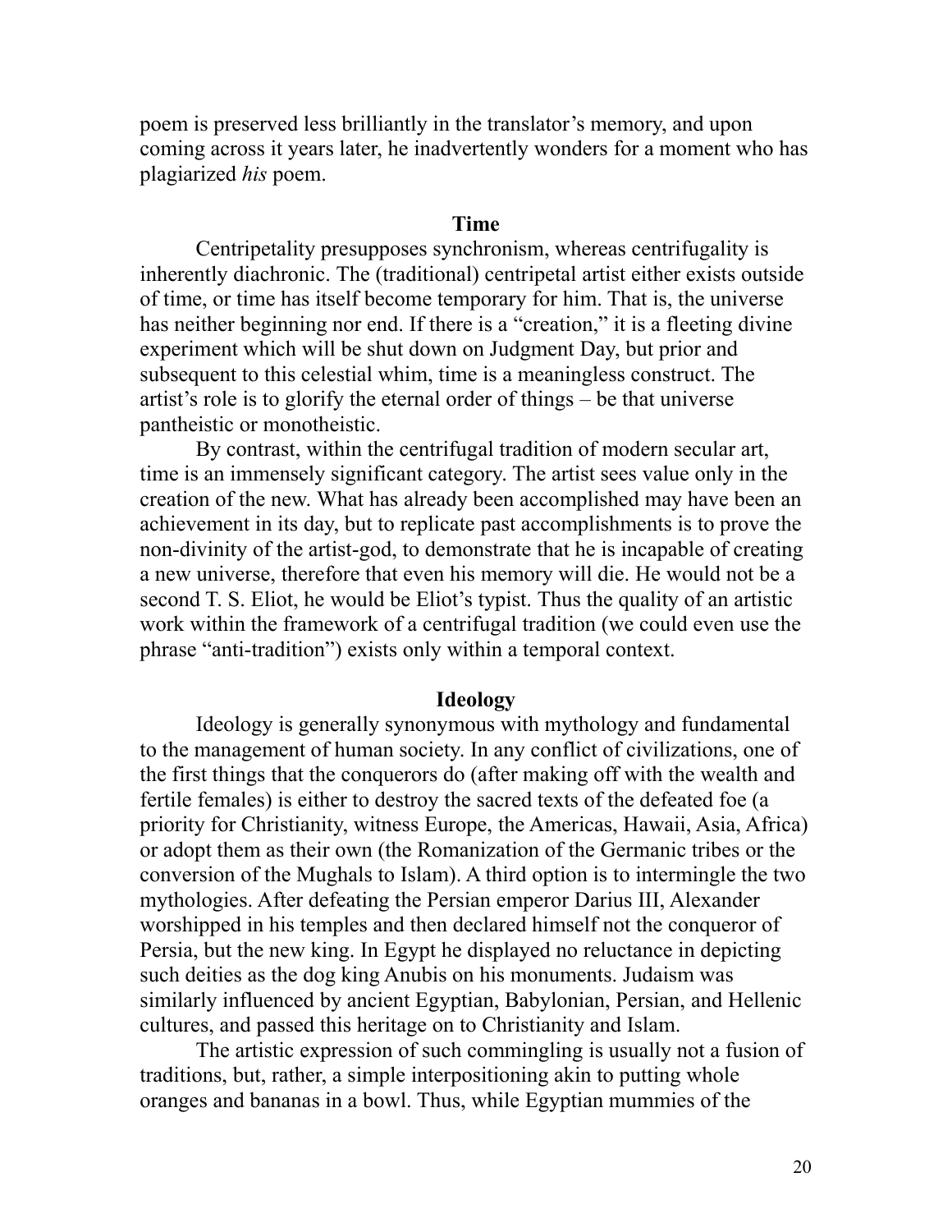poem is preserved less brilliantly in the translator's memory, and upon coming across it years later, he inadvertently wonders for a moment who has plagiarized *his* poem.

### Time

Centripetality presupposes synchronism, whereas centrifugality is inherently diachronic. The (traditional) centripetal artist either exists outside of time, or time has itself become temporary for him. That is, the universe has neither beginning nor end. If there is a "creation," it is a fleeting divine experiment which will be shut down on Judgment Day, but prior and subsequent to this celestial whim, time is a meaningless construct. The artist's role is to glorify the eternal order of things – be that universe pantheistic or monotheistic.

By contrast, within the centrifugal tradition of modern secular art, time is an immensely significant category. The artist sees value only in the creation of the new. What has already been accomplished may have been an achievement in its day, but to replicate past accomplishments is to prove the non-divinity of the artist-god, to demonstrate that he is incapable of creating a new universe, therefore that even his memory will die. He would not be a second T. S. Eliot, he would be Eliot's typist. Thus the quality of an artistic work within the framework of a centrifugal tradition (we could even use the phrase "anti-tradition") exists only within a temporal context.

### Ideology

Ideology is generally synonymous with mythology and fundamental to the management of human society. In any conflict of civilizations, one of the first things that the conquerors do (after making off with the wealth and fertile females) is either to destroy the sacred texts of the defeated foe (a priority for Christianity, witness Europe, the Americas, Hawaii, Asia, Africa) or adopt them as their own (the Romanization of the Germanic tribes or the conversion of the Mughals to Islam). A third option is to intermingle the two mythologies. After defeating the Persian emperor Darius III, Alexander worshipped in his temples and then declared himself not the conqueror of Persia, but the new king. In Egypt he displayed no reluctance in depicting such deities as the dog king Anubis on his monuments. Judaism was similarly influenced by ancient Egyptian, Babylonian, Persian, and Hellenic cultures, and passed this heritage on to Christianity and Islam.

The artistic expression of such commingling is usually not a fusion of traditions, but, rather, a simple interpositioning akin to putting whole oranges and bananas in a bowl. Thus, while Egyptian mummies of the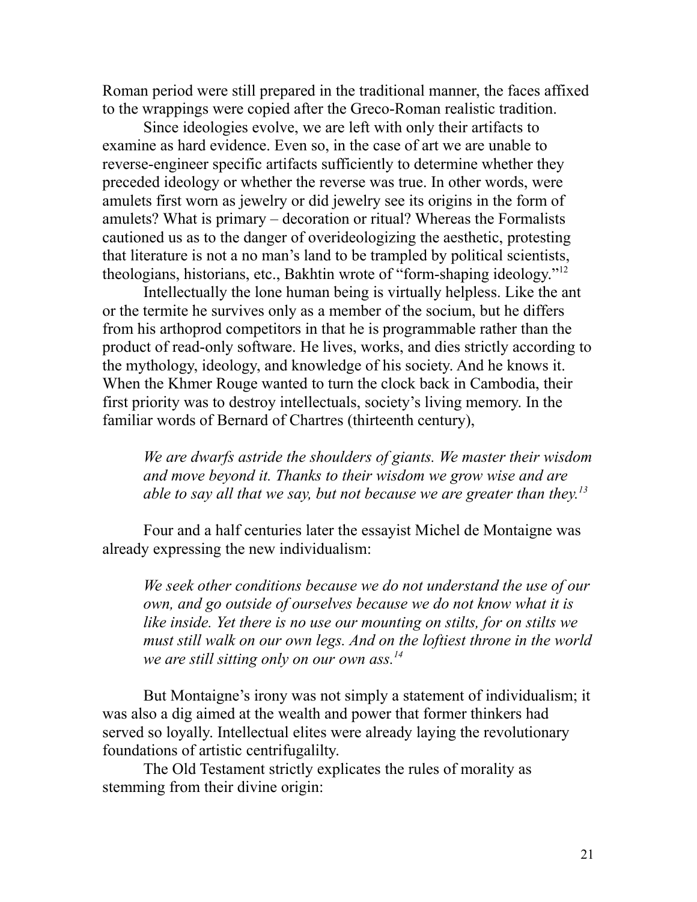Roman period were still prepared in the traditional manner, the faces affixed to the wrappings were copied after the Greco-Roman realistic tradition.

Since ideologies evolve, we are left with only their artifacts to examine as hard evidence. Even so, in the case of art we are unable to reverse-engineer specific artifacts sufficiently to determine whether they preceded ideology or whether the reverse was true. In other words, were amulets first worn as jewelry or did jewelry see its origins in the form of amulets? What is primary – decoration or ritual? Whereas the Formalists cautioned us as to the danger of overideologizing the aesthetic, protesting that literature is not a no man's land to be trampled by political scientists, theologians, historians, etc., Bakhtin wrote of "form-shaping ideology."[12]

Intellectually the lone human being is virtually helpless. Like the ant or the termite he survives only as a member of the socium, but he differs from his arthoprod competitors in that he is programmable rather than the product of read-only software. He lives, works, and dies strictly according to the mythology, ideology, and knowledge of his society. And he knows it. When the Khmer Rouge wanted to turn the clock back in Cambodia, their first priority was to destroy intellectuals, society's living memory. In the familiar words of Bernard of Chartres (thirteenth century),

> *We are dwarfs astride the shoulders of giants. We master their wisdom and move beyond it. Thanks to their wisdom we grow wise and are able to say all that we say, but not because we are greater than they.*[13]

Four and a half centuries later the essayist Michel de Montaigne was already expressing the new individualism:

> *We seek other conditions because we do not understand the use of our own, and go outside of ourselves because we do not know what it is like inside. Yet there is no use our mounting on stilts, for on stilts we must still walk on our own legs. And on the loftiest throne in the world we are still sitting only on our own ass.*[14]

But Montaigne's irony was not simply a statement of individualism; it was also a dig aimed at the wealth and power that former thinkers had served so loyally. Intellectual elites were already laying the revolutionary foundations of artistic centrifugalilty.

The Old Testament strictly explicates the rules of morality as stemming from their divine origin: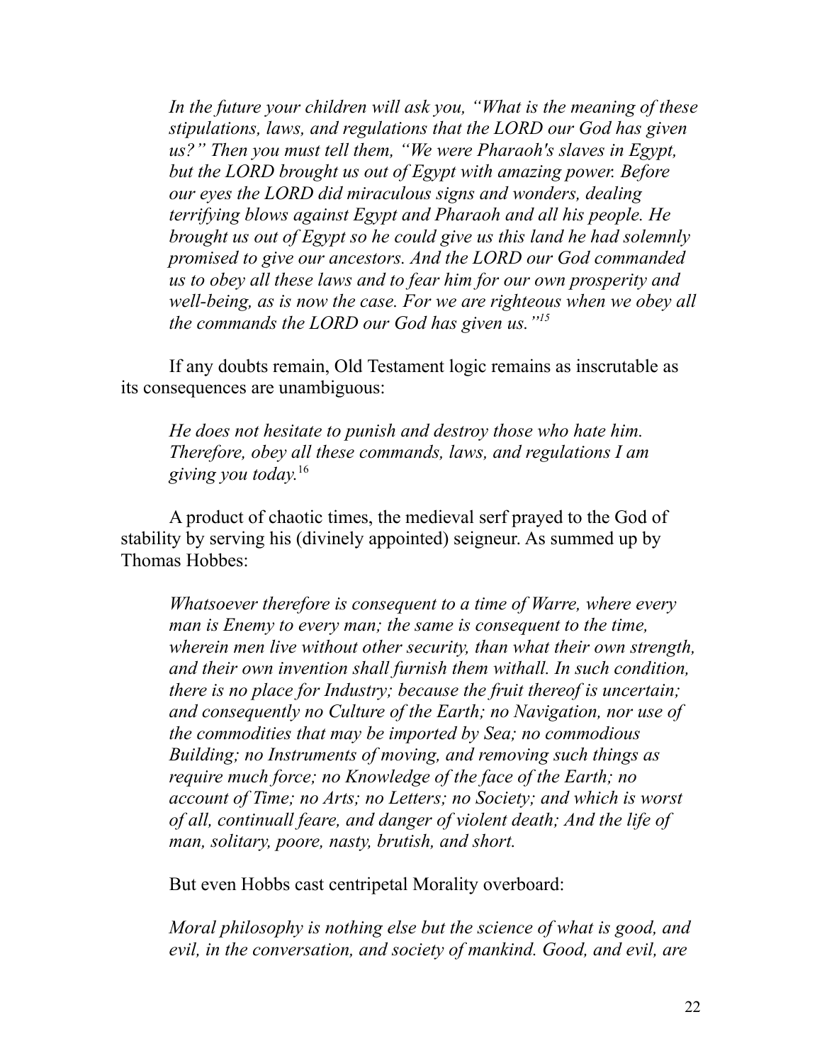*In the future your children will ask you, "What is the meaning of these stipulations, laws, and regulations that the LORD our God has given us?" Then you must tell them, "We were Pharaoh's slaves in Egypt, but the LORD brought us out of Egypt with amazing power. Before our eyes the LORD did miraculous signs and wonders, dealing terrifying blows against Egypt and Pharaoh and all his people. He brought us out of Egypt so he could give us this land he had solemnly promised to give our ancestors. And the LORD our God commanded us to obey all these laws and to fear him for our own prosperity and well-being, as is now the case. For we are righteous when we obey all the commands the LORD our God has given us."*[15]

If any doubts remain, Old Testament logic remains as inscrutable as its consequences are unambiguous:

*He does not hesitate to punish and destroy those who hate him. Therefore, obey all these commands, laws, and regulations I am giving you today.*[16]

A product of chaotic times, the medieval serf prayed to the God of stability by serving his (divinely appointed) seigneur. As summed up by Thomas Hobbes:

*Whatsoever therefore is consequent to a time of Warre, where every man is Enemy to every man; the same is consequent to the time, wherein men live without other security, than what their own strength, and their own invention shall furnish them withall. In such condition, there is no place for Industry; because the fruit thereof is uncertain; and consequently no Culture of the Earth; no Navigation, nor use of the commodities that may be imported by Sea; no commodious Building; no Instruments of moving, and removing such things as require much force; no Knowledge of the face of the Earth; no account of Time; no Arts; no Letters; no Society; and which is worst of all, continuall feare, and danger of violent death; And the life of man, solitary, poore, nasty, brutish, and short.*

But even Hobbs cast centripetal Morality overboard:

*Moral philosophy is nothing else but the science of what is good, and evil, in the conversation, and society of mankind. Good, and evil, are*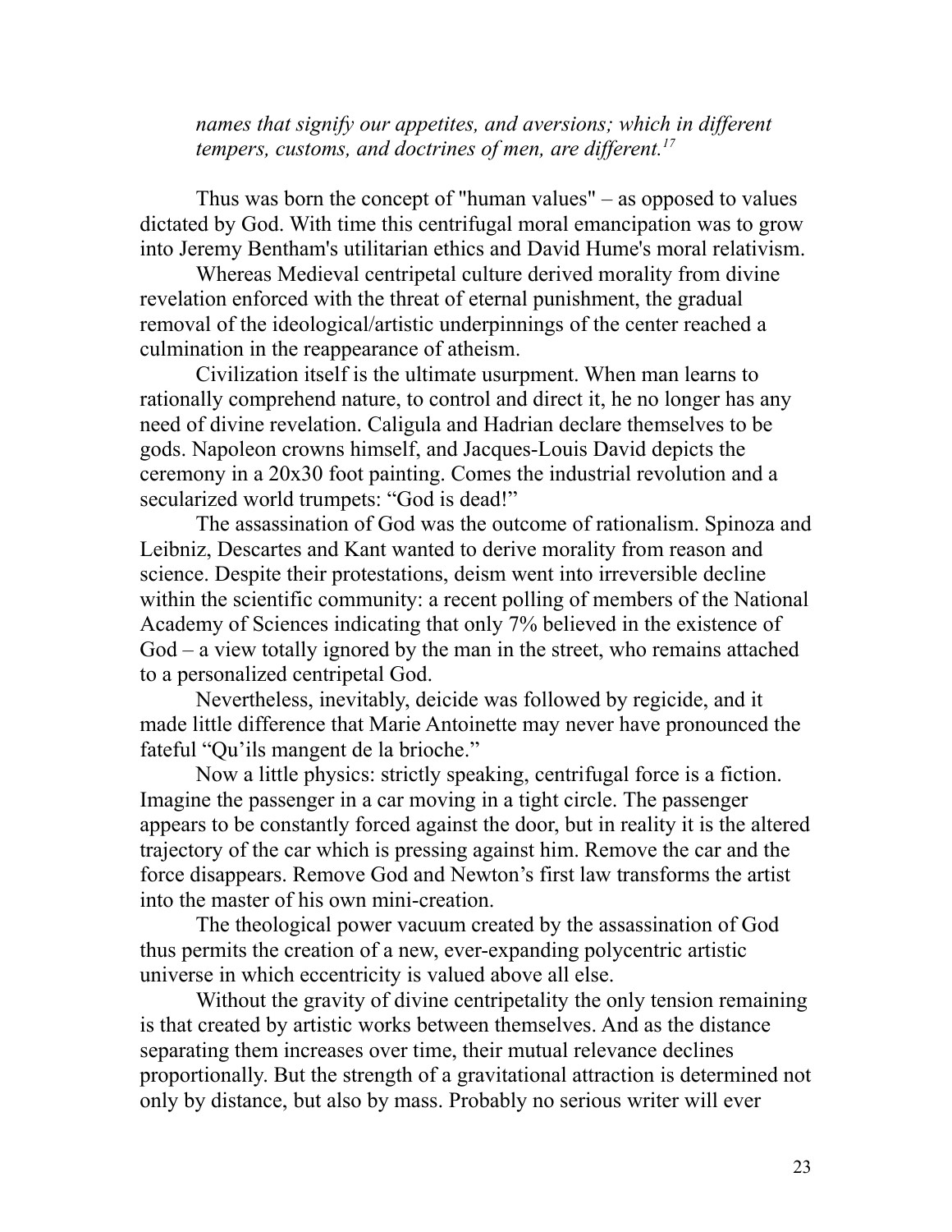> *names that signify our appetites, and aversions; which in different tempers, customs, and doctrines of men, are different.*[17]

Thus was born the concept of "human values" – as opposed to values dictated by God. With time this centrifugal moral emancipation was to grow into Jeremy Bentham's utilitarian ethics and David Hume's moral relativism.

Whereas Medieval centripetal culture derived morality from divine revelation enforced with the threat of eternal punishment, the gradual removal of the ideological/artistic underpinnings of the center reached a culmination in the reappearance of atheism.

Civilization itself is the ultimate usurpment. When man learns to rationally comprehend nature, to control and direct it, he no longer has any need of divine revelation. Caligula and Hadrian declare themselves to be gods. Napoleon crowns himself, and Jacques-Louis David depicts the ceremony in a 20x30 foot painting. Comes the industrial revolution and a secularized world trumpets: “God is dead!”

The assassination of God was the outcome of rationalism. Spinoza and Leibniz, Descartes and Kant wanted to derive morality from reason and science. Despite their protestations, deism went into irreversible decline within the scientific community: a recent polling of members of the National Academy of Sciences indicating that only 7% believed in the existence of God – a view totally ignored by the man in the street, who remains attached to a personalized centripetal God.

Nevertheless, inevitably, deicide was followed by regicide, and it made little difference that Marie Antoinette may never have pronounced the fateful “Qu’ils mangent de la brioche.”

Now a little physics: strictly speaking, centrifugal force is a fiction. Imagine the passenger in a car moving in a tight circle. The passenger appears to be constantly forced against the door, but in reality it is the altered trajectory of the car which is pressing against him. Remove the car and the force disappears. Remove God and Newton’s first law transforms the artist into the master of his own mini-creation.

The theological power vacuum created by the assassination of God thus permits the creation of a new, ever-expanding polycentric artistic universe in which eccentricity is valued above all else.

Without the gravity of divine centripetality the only tension remaining is that created by artistic works between themselves. And as the distance separating them increases over time, their mutual relevance declines proportionally. But the strength of a gravitational attraction is determined not only by distance, but also by mass. Probably no serious writer will ever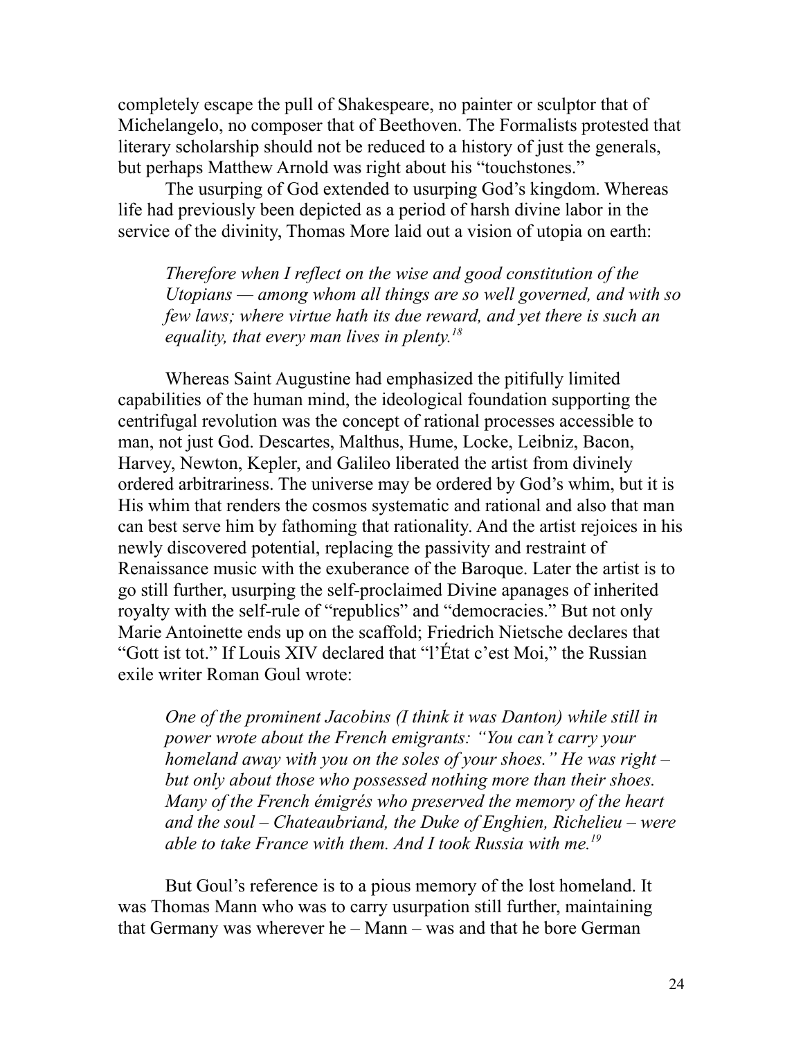completely escape the pull of Shakespeare, no painter or sculptor that of Michelangelo, no composer that of Beethoven. The Formalists protested that literary scholarship should not be reduced to a history of just the generals, but perhaps Matthew Arnold was right about his "touchstones."

The usurping of God extended to usurping God's kingdom. Whereas life had previously been depicted as a period of harsh divine labor in the service of the divinity, Thomas More laid out a vision of utopia on earth:

> *Therefore when I reflect on the wise and good constitution of the Utopians — among whom all things are so well governed, and with so few laws; where virtue hath its due reward, and yet there is such an equality, that every man lives in plenty.*[18]

Whereas Saint Augustine had emphasized the pitifully limited capabilities of the human mind, the ideological foundation supporting the centrifugal revolution was the concept of rational processes accessible to man, not just God. Descartes, Malthus, Hume, Locke, Leibniz, Bacon, Harvey, Newton, Kepler, and Galileo liberated the artist from divinely ordered arbitrariness. The universe may be ordered by God's whim, but it is His whim that renders the cosmos systematic and rational and also that man can best serve him by fathoming that rationality. And the artist rejoices in his newly discovered potential, replacing the passivity and restraint of Renaissance music with the exuberance of the Baroque. Later the artist is to go still further, usurping the self-proclaimed Divine apanages of inherited royalty with the self-rule of "republics" and "democracies." But not only Marie Antoinette ends up on the scaffold; Friedrich Nietsche declares that "Gott ist tot." If Louis XIV declared that "l'État c'est Moi," the Russian exile writer Roman Goul wrote:

> *One of the prominent Jacobins (I think it was Danton) while still in power wrote about the French emigrants: "You can't carry your homeland away with you on the soles of your shoes." He was right – but only about those who possessed nothing more than their shoes. Many of the French émigrés who preserved the memory of the heart and the soul – Chateaubriand, the Duke of Enghien, Richelieu – were able to take France with them. And I took Russia with me.*[19]

But Goul's reference is to a pious memory of the lost homeland. It was Thomas Mann who was to carry usurpation still further, maintaining that Germany was wherever he – Mann – was and that he bore German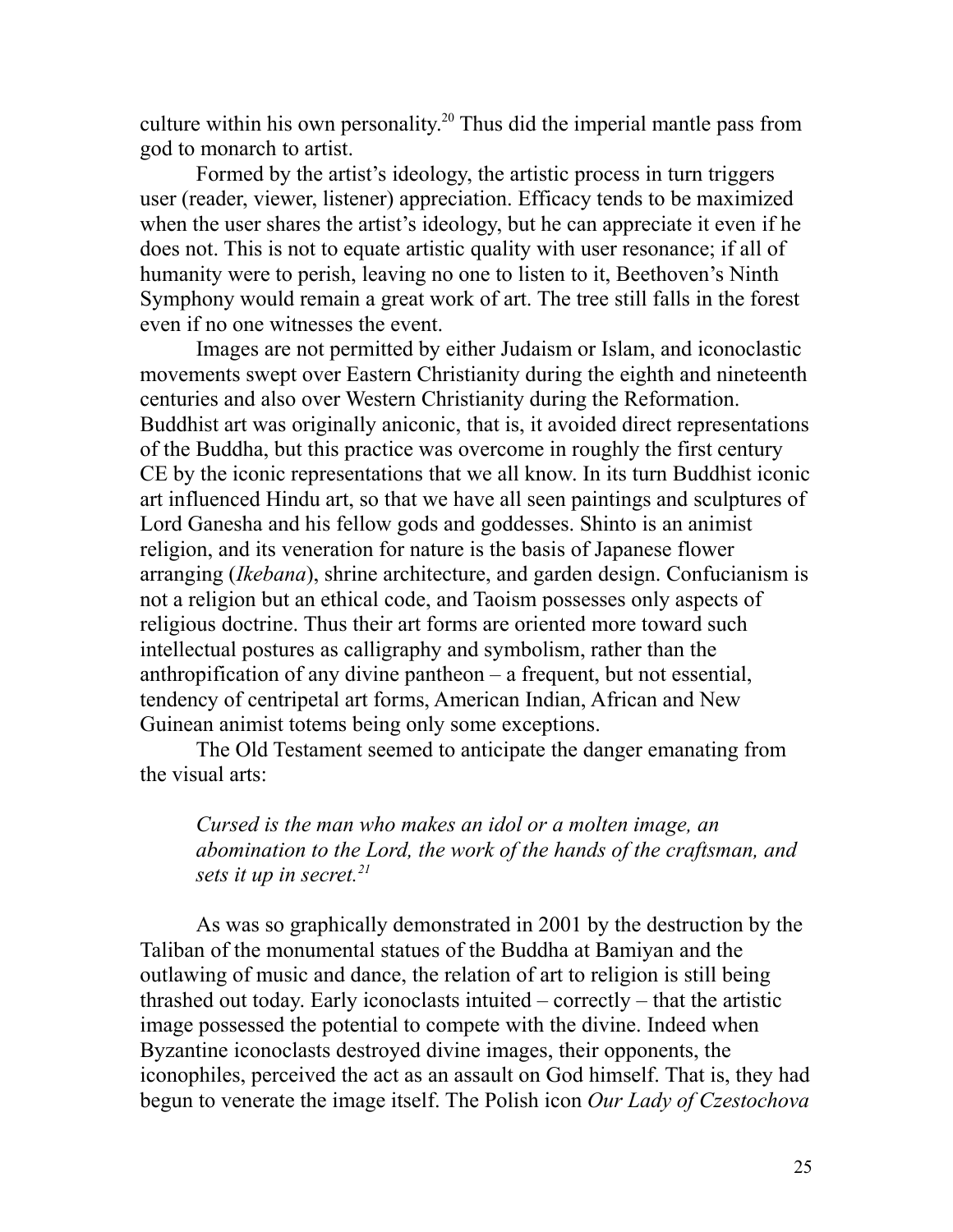culture within his own personality.[20] Thus did the imperial mantle pass from god to monarch to artist.

Formed by the artist's ideology, the artistic process in turn triggers user (reader, viewer, listener) appreciation. Efficacy tends to be maximized when the user shares the artist's ideology, but he can appreciate it even if he does not. This is not to equate artistic quality with user resonance; if all of humanity were to perish, leaving no one to listen to it, Beethoven's Ninth Symphony would remain a great work of art. The tree still falls in the forest even if no one witnesses the event.

Images are not permitted by either Judaism or Islam, and iconoclastic movements swept over Eastern Christianity during the eighth and nineteenth centuries and also over Western Christianity during the Reformation. Buddhist art was originally aniconic, that is, it avoided direct representations of the Buddha, but this practice was overcome in roughly the first century CE by the iconic representations that we all know. In its turn Buddhist iconic art influenced Hindu art, so that we have all seen paintings and sculptures of Lord Ganesha and his fellow gods and goddesses. Shinto is an animist religion, and its veneration for nature is the basis of Japanese flower arranging (*Ikebana*), shrine architecture, and garden design. Confucianism is not a religion but an ethical code, and Taoism possesses only aspects of religious doctrine. Thus their art forms are oriented more toward such intellectual postures as calligraphy and symbolism, rather than the anthropification of any divine pantheon – a frequent, but not essential, tendency of centripetal art forms, American Indian, African and New Guinean animist totems being only some exceptions.

The Old Testament seemed to anticipate the danger emanating from the visual arts:

> *Cursed is the man who makes an idol or a molten image, an abomination to the Lord, the work of the hands of the craftsman, and sets it up in secret.*[21]

As was so graphically demonstrated in 2001 by the destruction by the Taliban of the monumental statues of the Buddha at Bamiyan and the outlawing of music and dance, the relation of art to religion is still being thrashed out today. Early iconoclasts intuited – correctly – that the artistic image possessed the potential to compete with the divine. Indeed when Byzantine iconoclasts destroyed divine images, their opponents, the iconophiles, perceived the act as an assault on God himself. That is, they had begun to venerate the image itself. The Polish icon *Our Lady of Czestochova*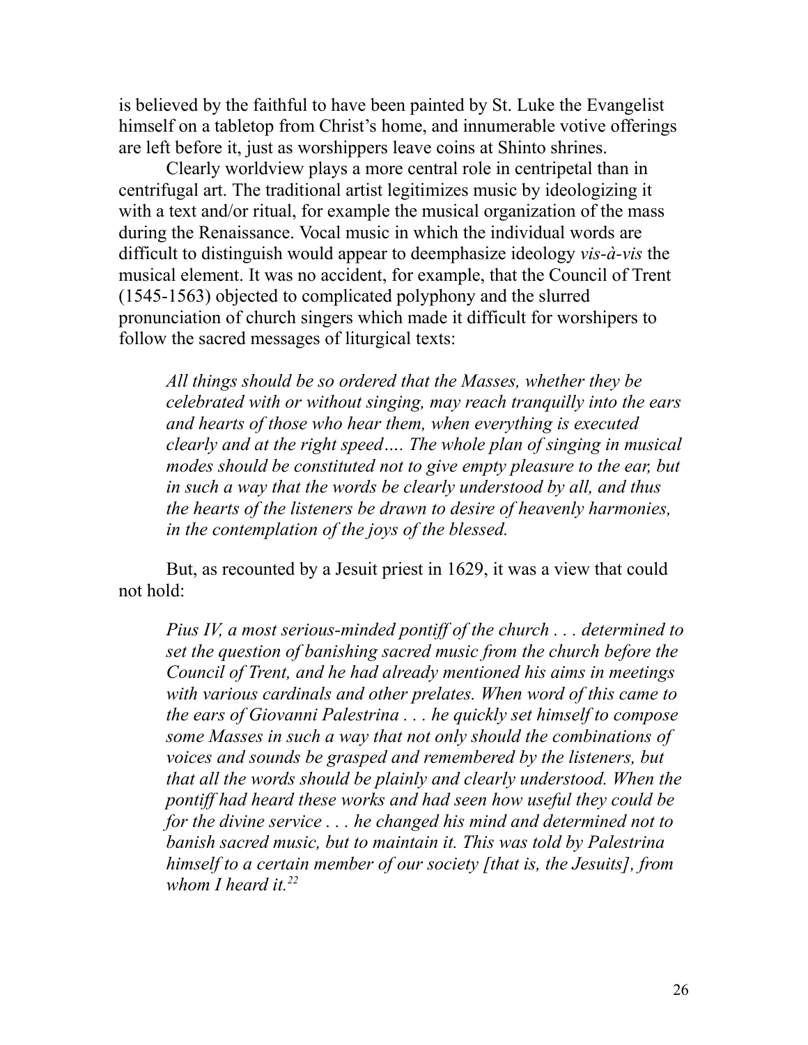is believed by the faithful to have been painted by St. Luke the Evangelist himself on a tabletop from Christ's home, and innumerable votive offerings are left before it, just as worshippers leave coins at Shinto shrines.

Clearly worldview plays a more central role in centripetal than in centrifugal art. The traditional artist legitimizes music by ideologizing it with a text and/or ritual, for example the musical organization of the mass during the Renaissance. Vocal music in which the individual words are difficult to distinguish would appear to deemphasize ideology *vis-à-vis* the musical element. It was no accident, for example, that the Council of Trent (1545-1563) objected to complicated polyphony and the slurred pronunciation of church singers which made it difficult for worshipers to follow the sacred messages of liturgical texts:

> *All things should be so ordered that the Masses, whether they be celebrated with or without singing, may reach tranquilly into the ears and hearts of those who hear them, when everything is executed clearly and at the right speed…. The whole plan of singing in musical modes should be constituted not to give empty pleasure to the ear, but in such a way that the words be clearly understood by all, and thus the hearts of the listeners be drawn to desire of heavenly harmonies, in the contemplation of the joys of the blessed.*

But, as recounted by a Jesuit priest in 1629, it was a view that could not hold:

> *Pius IV, a most serious-minded pontiff of the church . . . determined to set the question of banishing sacred music from the church before the Council of Trent, and he had already mentioned his aims in meetings with various cardinals and other prelates. When word of this came to the ears of Giovanni Palestrina . . . he quickly set himself to compose some Masses in such a way that not only should the combinations of voices and sounds be grasped and remembered by the listeners, but that all the words should be plainly and clearly understood. When the pontiff had heard these works and had seen how useful they could be for the divine service . . . he changed his mind and determined not to banish sacred music, but to maintain it. This was told by Palestrina himself to a certain member of our society [that is, the Jesuits], from whom I heard it.*[22]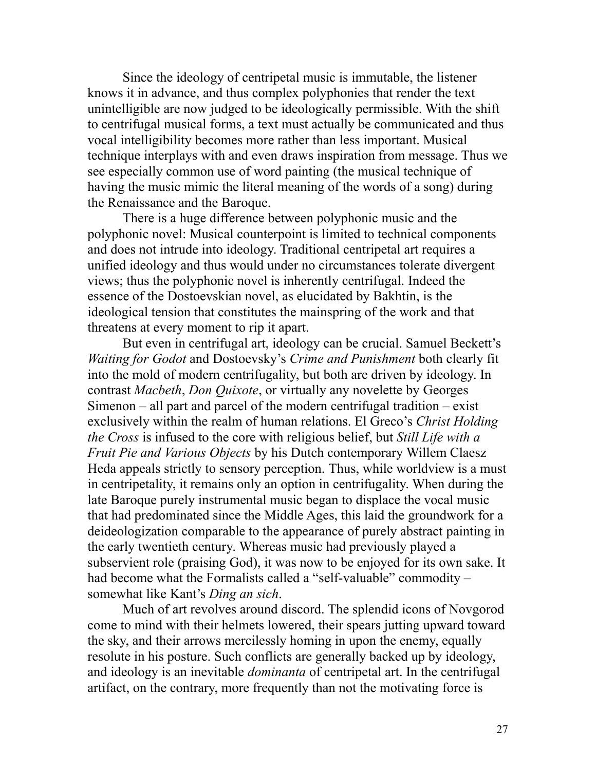Since the ideology of centripetal music is immutable, the listener knows it in advance, and thus complex polyphonies that render the text unintelligible are now judged to be ideologically permissible. With the shift to centrifugal musical forms, a text must actually be communicated and thus vocal intelligibility becomes more rather than less important. Musical technique interplays with and even draws inspiration from message. Thus we see especially common use of word painting (the musical technique of having the music mimic the literal meaning of the words of a song) during the Renaissance and the Baroque.

There is a huge difference between polyphonic music and the polyphonic novel: Musical counterpoint is limited to technical components and does not intrude into ideology. Traditional centripetal art requires a unified ideology and thus would under no circumstances tolerate divergent views; thus the polyphonic novel is inherently centrifugal. Indeed the essence of the Dostoevskian novel, as elucidated by Bakhtin, is the ideological tension that constitutes the mainspring of the work and that threatens at every moment to rip it apart.

But even in centrifugal art, ideology can be crucial. Samuel Beckett's *Waiting for Godot* and Dostoevsky's *Crime and Punishment* both clearly fit into the mold of modern centrifugality, but both are driven by ideology. In contrast *Macbeth*, *Don Quixote*, or virtually any novelette by Georges Simenon – all part and parcel of the modern centrifugal tradition – exist exclusively within the realm of human relations. El Greco's *Christ Holding the Cross* is infused to the core with religious belief, but *Still Life with a Fruit Pie and Various Objects* by his Dutch contemporary Willem Claesz Heda appeals strictly to sensory perception. Thus, while worldview is a must in centripetality, it remains only an option in centrifugality. When during the late Baroque purely instrumental music began to displace the vocal music that had predominated since the Middle Ages, this laid the groundwork for a deideologization comparable to the appearance of purely abstract painting in the early twentieth century. Whereas music had previously played a subservient role (praising God), it was now to be enjoyed for its own sake. It had become what the Formalists called a "self-valuable" commodity – somewhat like Kant's *Ding an sich*.

Much of art revolves around discord. The splendid icons of Novgorod come to mind with their helmets lowered, their spears jutting upward toward the sky, and their arrows mercilessly homing in upon the enemy, equally resolute in his posture. Such conflicts are generally backed up by ideology, and ideology is an inevitable *dominanta* of centripetal art. In the centrifugal artifact, on the contrary, more frequently than not the motivating force is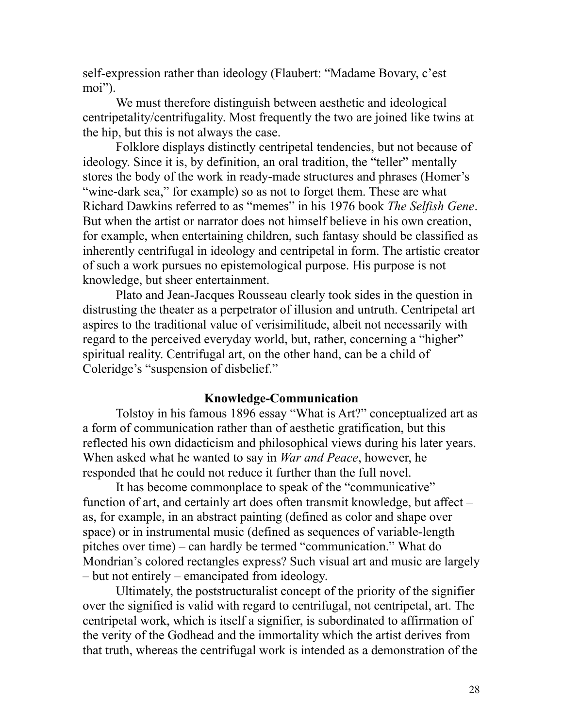self-expression rather than ideology (Flaubert: "Madame Bovary, c'est moi").

We must therefore distinguish between aesthetic and ideological centripetality/centrifugality. Most frequently the two are joined like twins at the hip, but this is not always the case.

Folklore displays distinctly centripetal tendencies, but not because of ideology. Since it is, by definition, an oral tradition, the "teller" mentally stores the body of the work in ready-made structures and phrases (Homer's "wine-dark sea," for example) so as not to forget them. These are what Richard Dawkins referred to as "memes" in his 1976 book *The Selfish Gene*. But when the artist or narrator does not himself believe in his own creation, for example, when entertaining children, such fantasy should be classified as inherently centrifugal in ideology and centripetal in form. The artistic creator of such a work pursues no epistemological purpose. His purpose is not knowledge, but sheer entertainment.

Plato and Jean-Jacques Rousseau clearly took sides in the question in distrusting the theater as a perpetrator of illusion and untruth. Centripetal art aspires to the traditional value of verisimilitude, albeit not necessarily with regard to the perceived everyday world, but, rather, concerning a "higher" spiritual reality. Centrifugal art, on the other hand, can be a child of Coleridge's "suspension of disbelief."

## Knowledge-Communication

Tolstoy in his famous 1896 essay "What is Art?" conceptualized art as a form of communication rather than of aesthetic gratification, but this reflected his own didacticism and philosophical views during his later years. When asked what he wanted to say in *War and Peace*, however, he responded that he could not reduce it further than the full novel.

It has become commonplace to speak of the "communicative" function of art, and certainly art does often transmit knowledge, but affect – as, for example, in an abstract painting (defined as color and shape over space) or in instrumental music (defined as sequences of variable-length pitches over time) – can hardly be termed "communication." What do Mondrian's colored rectangles express? Such visual art and music are largely – but not entirely – emancipated from ideology.

Ultimately, the poststructuralist concept of the priority of the signifier over the signified is valid with regard to centrifugal, not centripetal, art. The centripetal work, which is itself a signifier, is subordinated to affirmation of the verity of the Godhead and the immortality which the artist derives from that truth, whereas the centrifugal work is intended as a demonstration of the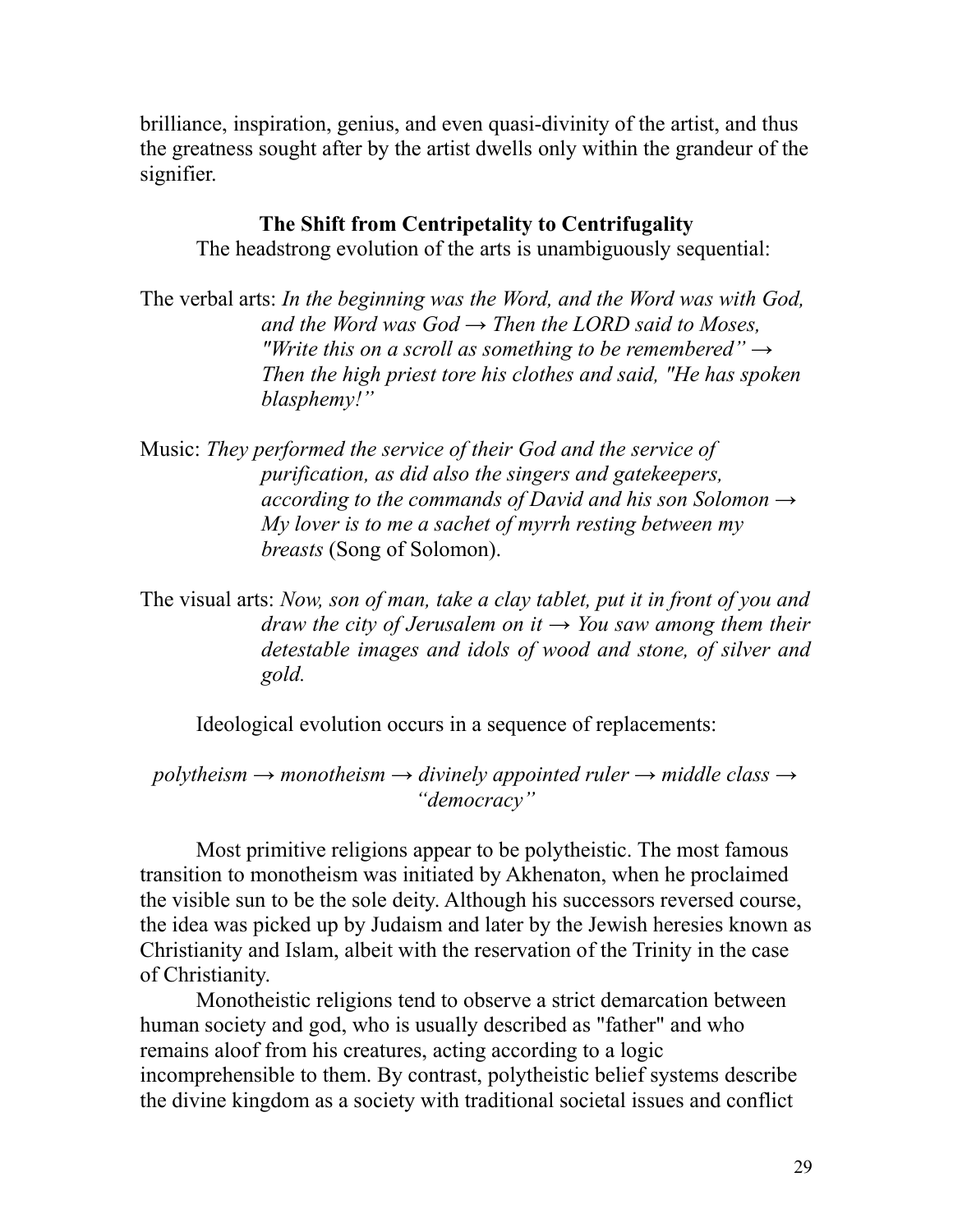brilliance, inspiration, genius, and even quasi-divinity of the artist, and thus the greatness sought after by the artist dwells only within the grandeur of the signifier.

### The Shift from Centripetality to Centrifugality

The headstrong evolution of the arts is unambiguously sequential:

The verbal arts: *In the beginning was the Word, and the Word was with God, and the Word was God → Then the LORD said to Moses, "Write this on a scroll as something to be remembered" → Then the high priest tore his clothes and said, "He has spoken blasphemy!"*

Music: *They performed the service of their God and the service of purification, as did also the singers and gatekeepers, according to the commands of David and his son Solomon → My lover is to me a sachet of myrrh resting between my breasts* (Song of Solomon).

The visual arts: *Now, son of man, take a clay tablet, put it in front of you and draw the city of Jerusalem on it → You saw among them their detestable images and idols of wood and stone, of silver and gold.*

Ideological evolution occurs in a sequence of replacements:

*polytheism → monotheism → divinely appointed ruler → middle class → "democracy"*

Most primitive religions appear to be polytheistic. The most famous transition to monotheism was initiated by Akhenaton, when he proclaimed the visible sun to be the sole deity. Although his successors reversed course, the idea was picked up by Judaism and later by the Jewish heresies known as Christianity and Islam, albeit with the reservation of the Trinity in the case of Christianity.

Monotheistic religions tend to observe a strict demarcation between human society and god, who is usually described as "father" and who remains aloof from his creatures, acting according to a logic incomprehensible to them. By contrast, polytheistic belief systems describe the divine kingdom as a society with traditional societal issues and conflict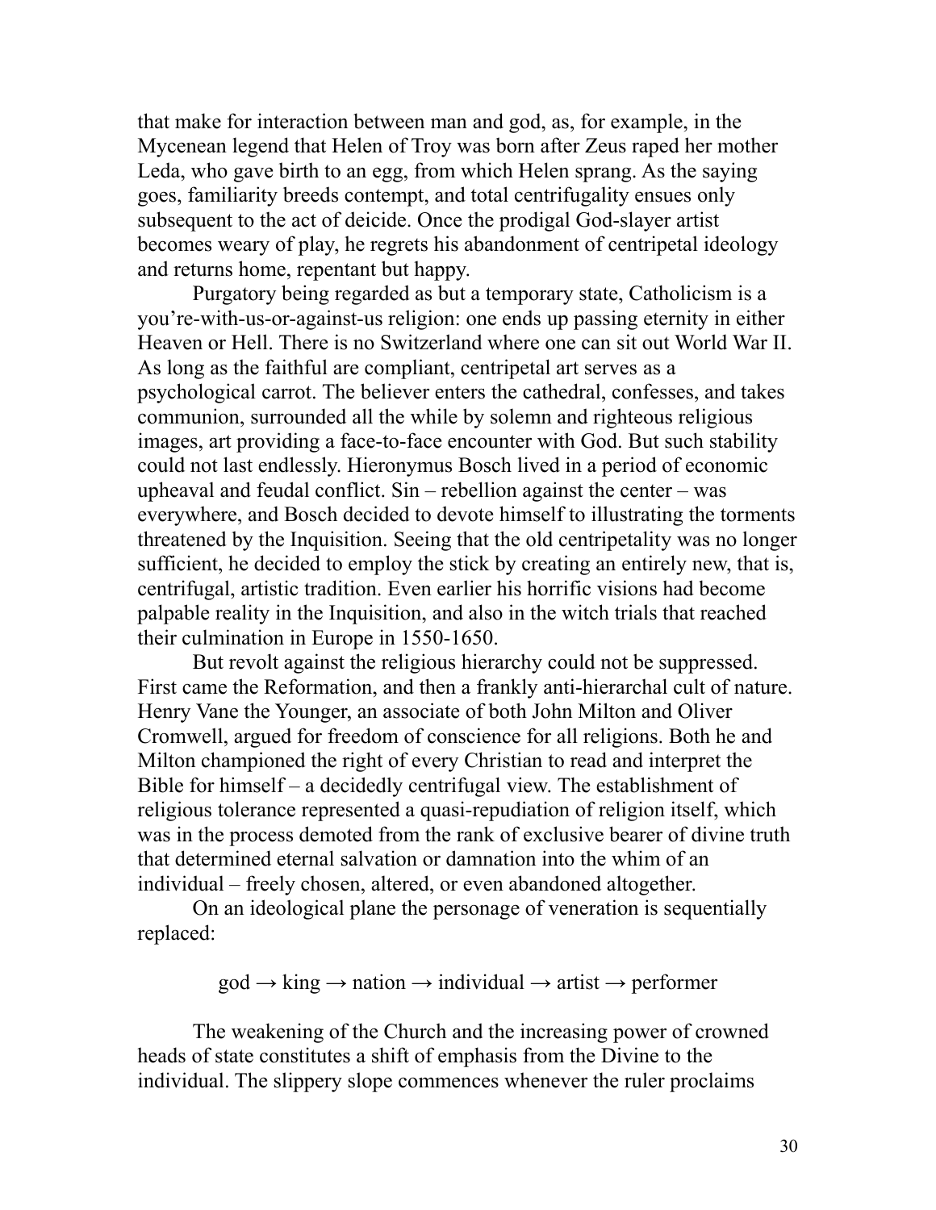that make for interaction between man and god, as, for example, in the Mycenean legend that Helen of Troy was born after Zeus raped her mother Leda, who gave birth to an egg, from which Helen sprang. As the saying goes, familiarity breeds contempt, and total centrifugality ensues only subsequent to the act of deicide. Once the prodigal God-slayer artist becomes weary of play, he regrets his abandonment of centripetal ideology and returns home, repentant but happy.

Purgatory being regarded as but a temporary state, Catholicism is a you're-with-us-or-against-us religion: one ends up passing eternity in either Heaven or Hell. There is no Switzerland where one can sit out World War II. As long as the faithful are compliant, centripetal art serves as a psychological carrot. The believer enters the cathedral, confesses, and takes communion, surrounded all the while by solemn and righteous religious images, art providing a face-to-face encounter with God. But such stability could not last endlessly. Hieronymus Bosch lived in a period of economic upheaval and feudal conflict. Sin – rebellion against the center – was everywhere, and Bosch decided to devote himself to illustrating the torments threatened by the Inquisition. Seeing that the old centripetality was no longer sufficient, he decided to employ the stick by creating an entirely new, that is, centrifugal, artistic tradition. Even earlier his horrific visions had become palpable reality in the Inquisition, and also in the witch trials that reached their culmination in Europe in 1550-1650.

But revolt against the religious hierarchy could not be suppressed. First came the Reformation, and then a frankly anti-hierarchal cult of nature. Henry Vane the Younger, an associate of both John Milton and Oliver Cromwell, argued for freedom of conscience for all religions. Both he and Milton championed the right of every Christian to read and interpret the Bible for himself – a decidedly centrifugal view. The establishment of religious tolerance represented a quasi-repudiation of religion itself, which was in the process demoted from the rank of exclusive bearer of divine truth that determined eternal salvation or damnation into the whim of an individual – freely chosen, altered, or even abandoned altogether.

On an ideological plane the personage of veneration is sequentially replaced:

god → king → nation → individual → artist → performer

The weakening of the Church and the increasing power of crowned heads of state constitutes a shift of emphasis from the Divine to the individual. The slippery slope commences whenever the ruler proclaims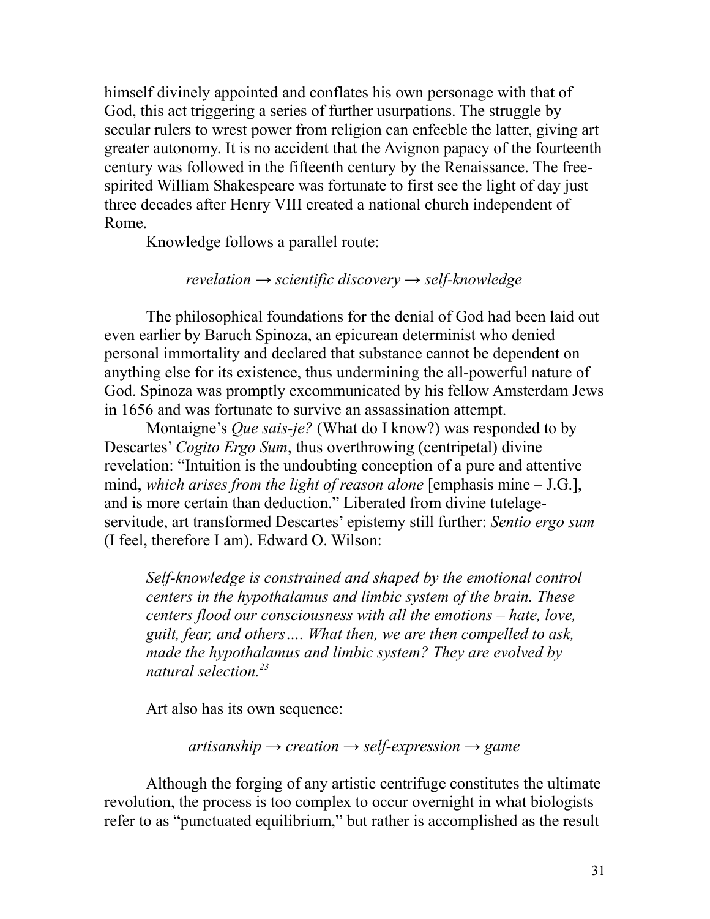himself divinely appointed and conflates his own personage with that of God, this act triggering a series of further usurpations. The struggle by secular rulers to wrest power from religion can enfeeble the latter, giving art greater autonomy. It is no accident that the Avignon papacy of the fourteenth century was followed in the fifteenth century by the Renaissance. The free-spirited William Shakespeare was fortunate to first see the light of day just three decades after Henry VIII created a national church independent of Rome.

Knowledge follows a parallel route:

*revelation → scientific discovery → self-knowledge*

The philosophical foundations for the denial of God had been laid out even earlier by Baruch Spinoza, an epicurean determinist who denied personal immortality and declared that substance cannot be dependent on anything else for its existence, thus undermining the all-powerful nature of God. Spinoza was promptly excommunicated by his fellow Amsterdam Jews in 1656 and was fortunate to survive an assassination attempt.

Montaigne's *Que sais-je?* (What do I know?) was responded to by Descartes' *Cogito Ergo Sum*, thus overthrowing (centripetal) divine revelation: "Intuition is the undoubting conception of a pure and attentive mind, *which arises from the light of reason alone* [emphasis mine – J.G.], and is more certain than deduction." Liberated from divine tutelage-servitude, art transformed Descartes' epistemy still further: *Sentio ergo sum* (I feel, therefore I am). Edward O. Wilson:

> *Self-knowledge is constrained and shaped by the emotional control centers in the hypothalamus and limbic system of the brain. These centers flood our consciousness with all the emotions – hate, love, guilt, fear, and others…. What then, we are then compelled to ask, made the hypothalamus and limbic system? They are evolved by natural selection.*[23]

Art also has its own sequence:

*artisanship → creation → self-expression → game*

Although the forging of any artistic centrifuge constitutes the ultimate revolution, the process is too complex to occur overnight in what biologists refer to as "punctuated equilibrium," but rather is accomplished as the result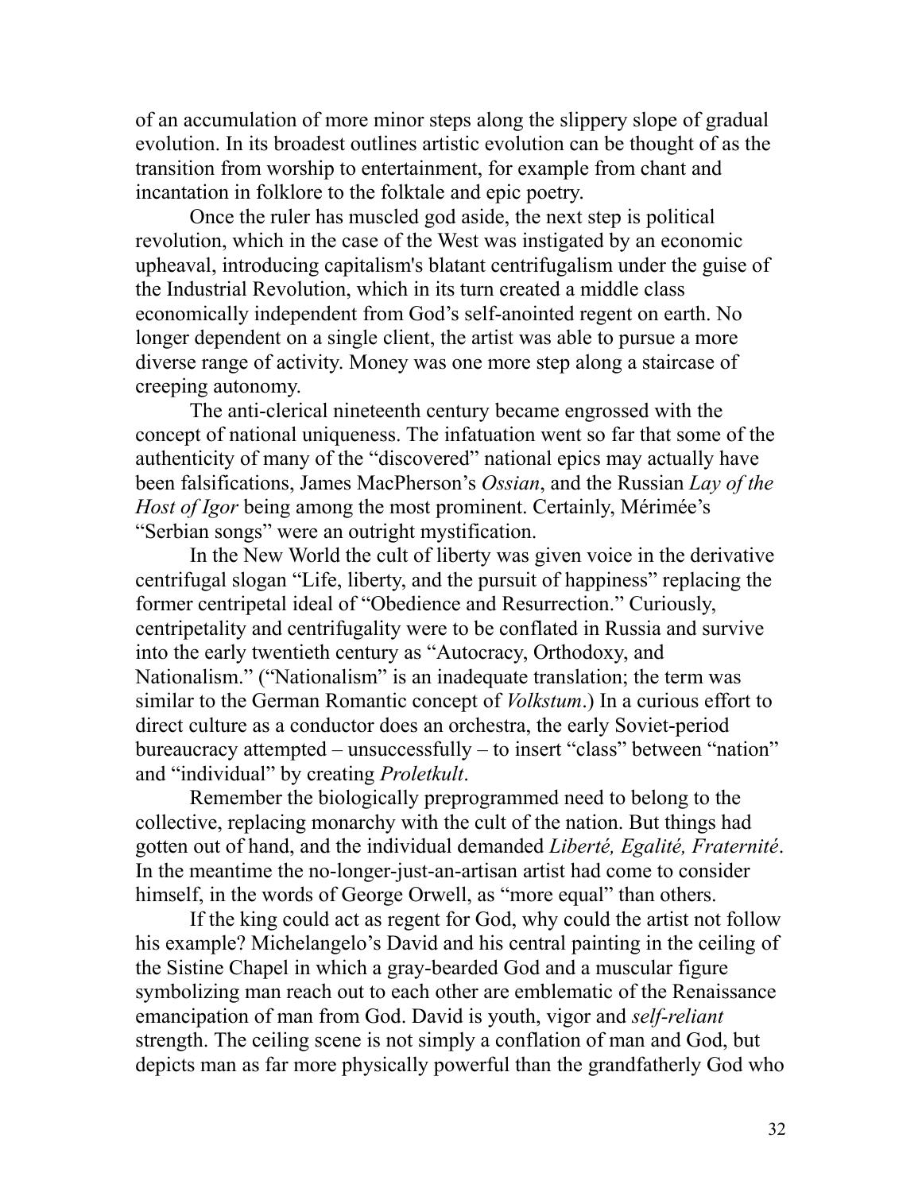of an accumulation of more minor steps along the slippery slope of gradual evolution. In its broadest outlines artistic evolution can be thought of as the transition from worship to entertainment, for example from chant and incantation in folklore to the folktale and epic poetry.

Once the ruler has muscled god aside, the next step is political revolution, which in the case of the West was instigated by an economic upheaval, introducing capitalism's blatant centrifugalism under the guise of the Industrial Revolution, which in its turn created a middle class economically independent from God's self-anointed regent on earth. No longer dependent on a single client, the artist was able to pursue a more diverse range of activity. Money was one more step along a staircase of creeping autonomy.

The anti-clerical nineteenth century became engrossed with the concept of national uniqueness. The infatuation went so far that some of the authenticity of many of the "discovered" national epics may actually have been falsifications, James MacPherson's *Ossian*, and the Russian *Lay of the Host of Igor* being among the most prominent. Certainly, Mérimée's "Serbian songs" were an outright mystification.

In the New World the cult of liberty was given voice in the derivative centrifugal slogan "Life, liberty, and the pursuit of happiness" replacing the former centripetal ideal of "Obedience and Resurrection." Curiously, centripetality and centrifugality were to be conflated in Russia and survive into the early twentieth century as "Autocracy, Orthodoxy, and Nationalism." ("Nationalism" is an inadequate translation; the term was similar to the German Romantic concept of *Volkstum*.) In a curious effort to direct culture as a conductor does an orchestra, the early Soviet-period bureaucracy attempted – unsuccessfully – to insert "class" between "nation" and "individual" by creating *Proletkult*.

Remember the biologically preprogrammed need to belong to the collective, replacing monarchy with the cult of the nation. But things had gotten out of hand, and the individual demanded *Liberté, Egalité, Fraternité*. In the meantime the no-longer-just-an-artisan artist had come to consider himself, in the words of George Orwell, as "more equal" than others.

If the king could act as regent for God, why could the artist not follow his example? Michelangelo's David and his central painting in the ceiling of the Sistine Chapel in which a gray-bearded God and a muscular figure symbolizing man reach out to each other are emblematic of the Renaissance emancipation of man from God. David is youth, vigor and *self-reliant* strength. The ceiling scene is not simply a conflation of man and God, but depicts man as far more physically powerful than the grandfatherly God who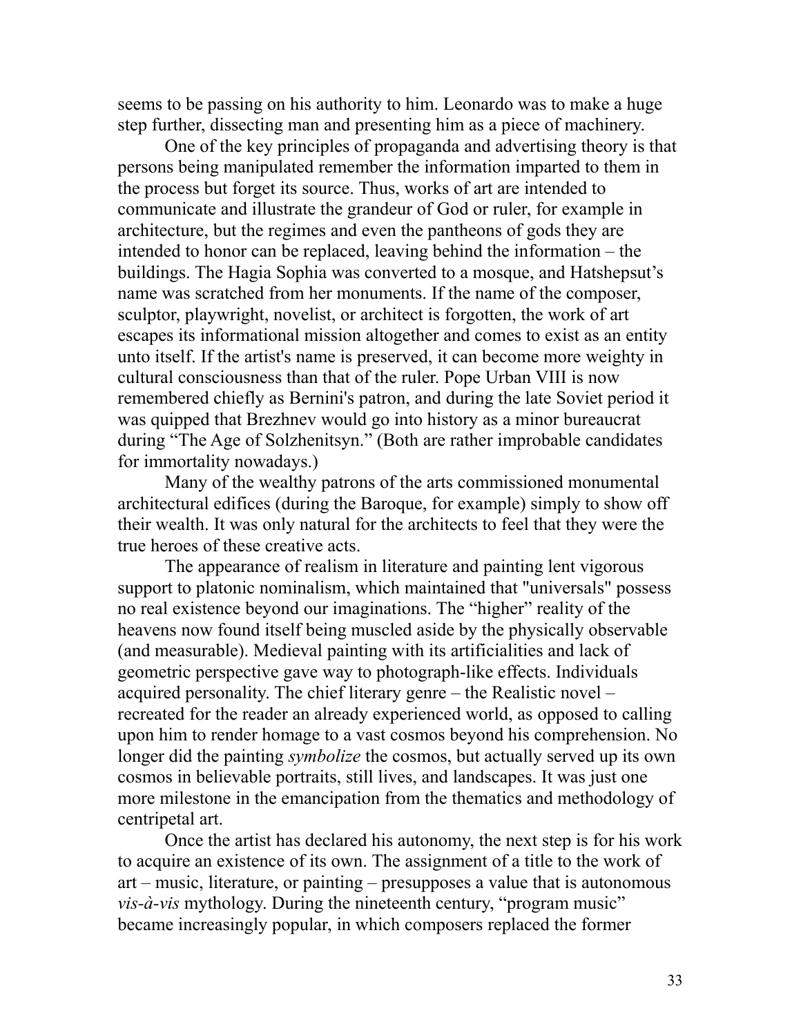seems to be passing on his authority to him. Leonardo was to make a huge step further, dissecting man and presenting him as a piece of machinery.

One of the key principles of propaganda and advertising theory is that persons being manipulated remember the information imparted to them in the process but forget its source. Thus, works of art are intended to communicate and illustrate the grandeur of God or ruler, for example in architecture, but the regimes and even the pantheons of gods they are intended to honor can be replaced, leaving behind the information – the buildings. The Hagia Sophia was converted to a mosque, and Hatshepsut's name was scratched from her monuments. If the name of the composer, sculptor, playwright, novelist, or architect is forgotten, the work of art escapes its informational mission altogether and comes to exist as an entity unto itself. If the artist's name is preserved, it can become more weighty in cultural consciousness than that of the ruler. Pope Urban VIII is now remembered chiefly as Bernini's patron, and during the late Soviet period it was quipped that Brezhnev would go into history as a minor bureaucrat during "The Age of Solzhenitsyn." (Both are rather improbable candidates for immortality nowadays.)

Many of the wealthy patrons of the arts commissioned monumental architectural edifices (during the Baroque, for example) simply to show off their wealth. It was only natural for the architects to feel that they were the true heroes of these creative acts.

The appearance of realism in literature and painting lent vigorous support to platonic nominalism, which maintained that "universals" possess no real existence beyond our imaginations. The "higher" reality of the heavens now found itself being muscled aside by the physically observable (and measurable). Medieval painting with its artificialities and lack of geometric perspective gave way to photograph-like effects. Individuals acquired personality. The chief literary genre – the Realistic novel – recreated for the reader an already experienced world, as opposed to calling upon him to render homage to a vast cosmos beyond his comprehension. No longer did the painting *symbolize* the cosmos, but actually served up its own cosmos in believable portraits, still lives, and landscapes. It was just one more milestone in the emancipation from the thematics and methodology of centripetal art.

Once the artist has declared his autonomy, the next step is for his work to acquire an existence of its own. The assignment of a title to the work of art – music, literature, or painting – presupposes a value that is autonomous *vis-à-vis* mythology. During the nineteenth century, "program music" became increasingly popular, in which composers replaced the former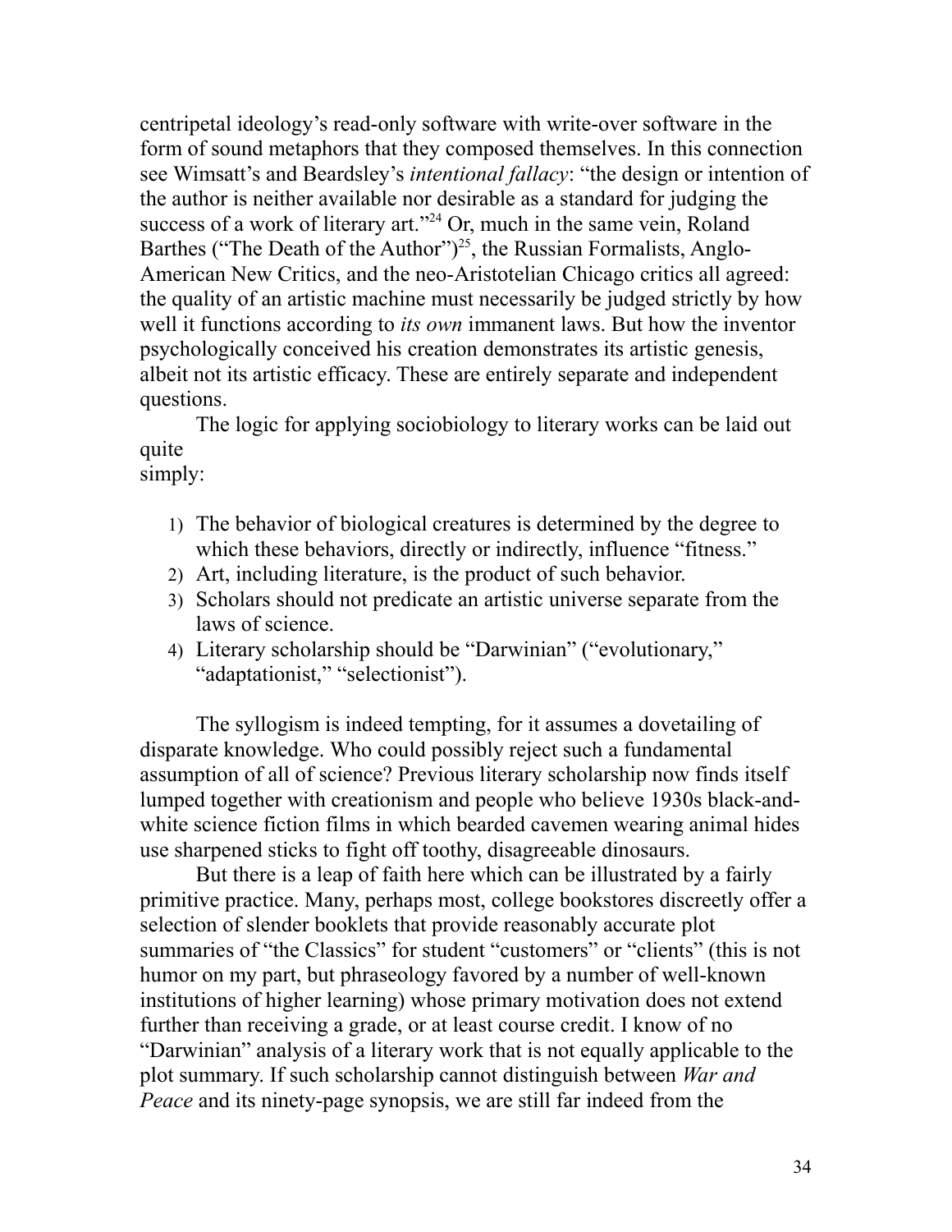centripetal ideology's read-only software with write-over software in the form of sound metaphors that they composed themselves. In this connection see Wimsatt's and Beardsley's *intentional fallacy*: "the design or intention of the author is neither available nor desirable as a standard for judging the success of a work of literary art."[24] Or, much in the same vein, Roland Barthes ("The Death of the Author")[25], the Russian Formalists, Anglo-American New Critics, and the neo-Aristotelian Chicago critics all agreed: the quality of an artistic machine must necessarily be judged strictly by how well it functions according to *its own* immanent laws. But how the inventor psychologically conceived his creation demonstrates its artistic genesis, albeit not its artistic efficacy. These are entirely separate and independent questions.

The logic for applying sociobiology to literary works can be laid out quite simply:

1) The behavior of biological creatures is determined by the degree to which these behaviors, directly or indirectly, influence "fitness."
2) Art, including literature, is the product of such behavior.
3) Scholars should not predicate an artistic universe separate from the laws of science.
4) Literary scholarship should be "Darwinian" ("evolutionary," "adaptationist," "selectionist").

The syllogism is indeed tempting, for it assumes a dovetailing of disparate knowledge. Who could possibly reject such a fundamental assumption of all of science? Previous literary scholarship now finds itself lumped together with creationism and people who believe 1930s black-and-white science fiction films in which bearded cavemen wearing animal hides use sharpened sticks to fight off toothy, disagreeable dinosaurs.

But there is a leap of faith here which can be illustrated by a fairly primitive practice. Many, perhaps most, college bookstores discreetly offer a selection of slender booklets that provide reasonably accurate plot summaries of "the Classics" for student "customers" or "clients" (this is not humor on my part, but phraseology favored by a number of well-known institutions of higher learning) whose primary motivation does not extend further than receiving a grade, or at least course credit. I know of no "Darwinian" analysis of a literary work that is not equally applicable to the plot summary. If such scholarship cannot distinguish between *War and Peace* and its ninety-page synopsis, we are still far indeed from the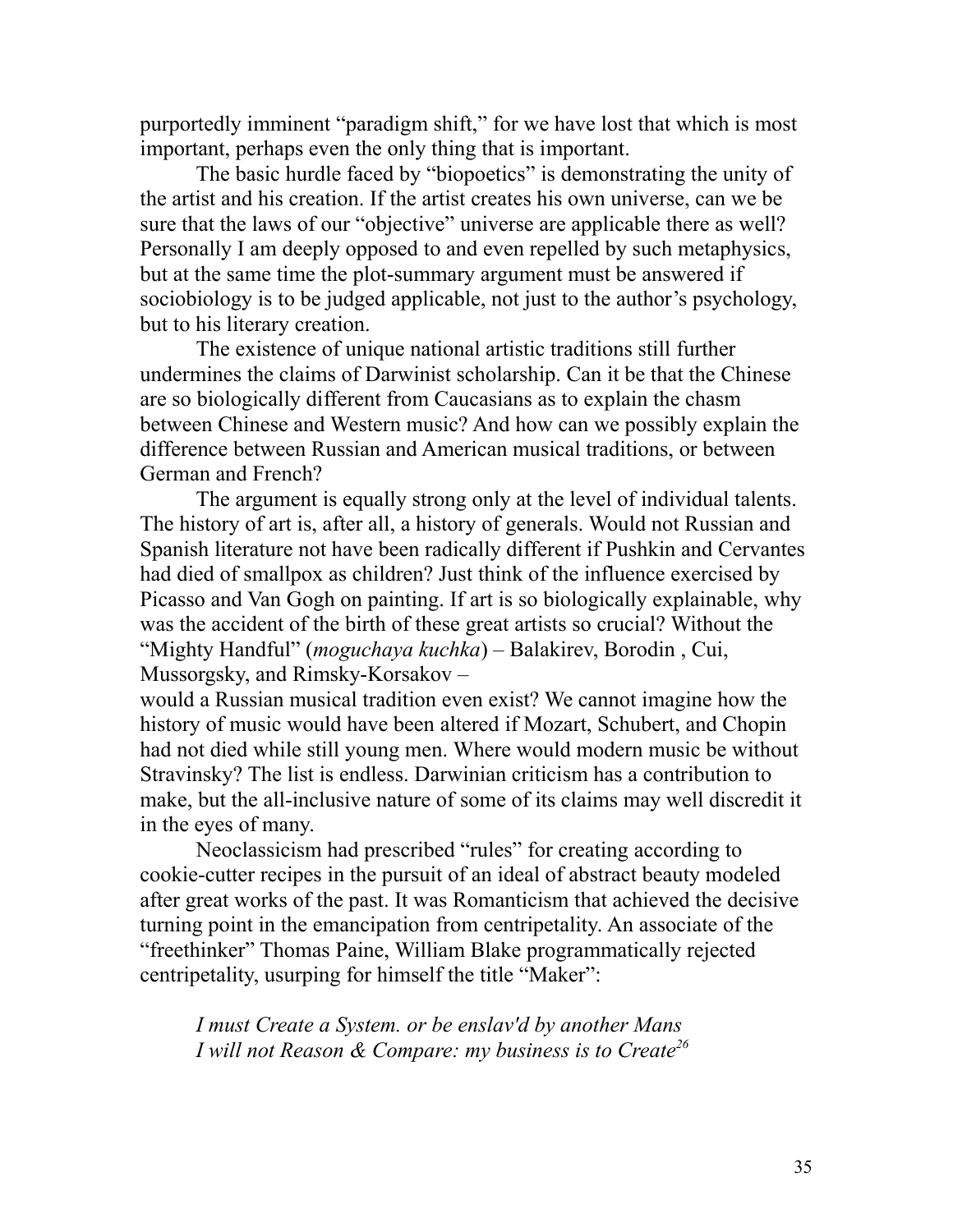purportedly imminent "paradigm shift," for we have lost that which is most important, perhaps even the only thing that is important.

The basic hurdle faced by "biopoetics" is demonstrating the unity of the artist and his creation. If the artist creates his own universe, can we be sure that the laws of our "objective" universe are applicable there as well? Personally I am deeply opposed to and even repelled by such metaphysics, but at the same time the plot-summary argument must be answered if sociobiology is to be judged applicable, not just to the author's psychology, but to his literary creation.

The existence of unique national artistic traditions still further undermines the claims of Darwinist scholarship. Can it be that the Chinese are so biologically different from Caucasians as to explain the chasm between Chinese and Western music? And how can we possibly explain the difference between Russian and American musical traditions, or between German and French?

The argument is equally strong only at the level of individual talents. The history of art is, after all, a history of generals. Would not Russian and Spanish literature not have been radically different if Pushkin and Cervantes had died of smallpox as children? Just think of the influence exercised by Picasso and Van Gogh on painting. If art is so biologically explainable, why was the accident of the birth of these great artists so crucial? Without the "Mighty Handful" (*moguchaya kuchka*) – Balakirev, Borodin , Cui, Mussorgsky, and Rimsky-Korsakov – would a Russian musical tradition even exist? We cannot imagine how the history of music would have been altered if Mozart, Schubert, and Chopin had not died while still young men. Where would modern music be without Stravinsky? The list is endless. Darwinian criticism has a contribution to make, but the all-inclusive nature of some of its claims may well discredit it in the eyes of many.

Neoclassicism had prescribed "rules" for creating according to cookie-cutter recipes in the pursuit of an ideal of abstract beauty modeled after great works of the past. It was Romanticism that achieved the decisive turning point in the emancipation from centripetality. An associate of the "freethinker" Thomas Paine, William Blake programmatically rejected centripetality, usurping for himself the title "Maker":

> *I must Create a System. or be enslav'd by another Mans*
> *I will not Reason & Compare: my business is to Create*[26]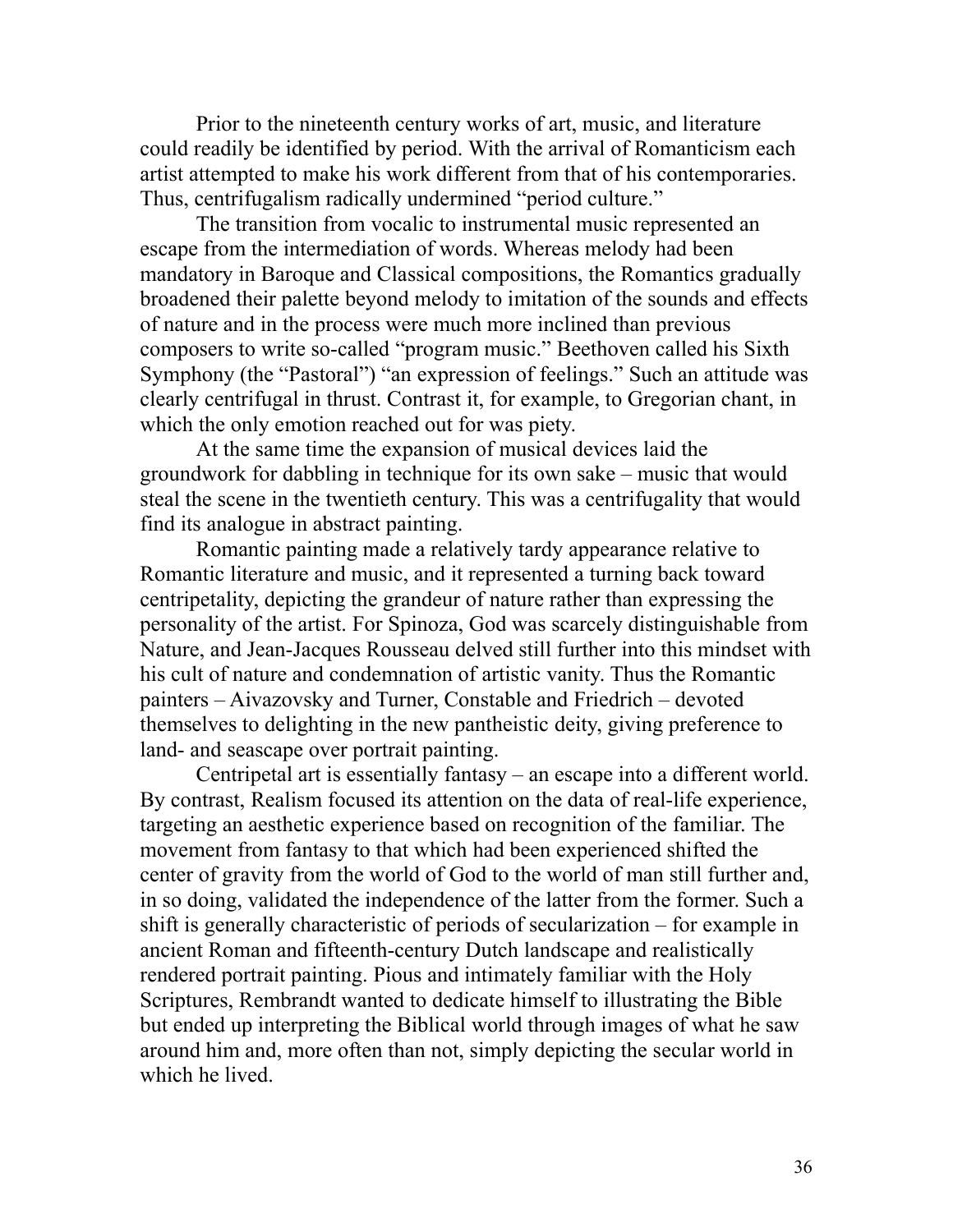Prior to the nineteenth century works of art, music, and literature could readily be identified by period. With the arrival of Romanticism each artist attempted to make his work different from that of his contemporaries. Thus, centrifugalism radically undermined "period culture."

The transition from vocalic to instrumental music represented an escape from the intermediation of words. Whereas melody had been mandatory in Baroque and Classical compositions, the Romantics gradually broadened their palette beyond melody to imitation of the sounds and effects of nature and in the process were much more inclined than previous composers to write so-called "program music." Beethoven called his Sixth Symphony (the "Pastoral") "an expression of feelings." Such an attitude was clearly centrifugal in thrust. Contrast it, for example, to Gregorian chant, in which the only emotion reached out for was piety.

At the same time the expansion of musical devices laid the groundwork for dabbling in technique for its own sake – music that would steal the scene in the twentieth century. This was a centrifugality that would find its analogue in abstract painting.

Romantic painting made a relatively tardy appearance relative to Romantic literature and music, and it represented a turning back toward centripetality, depicting the grandeur of nature rather than expressing the personality of the artist. For Spinoza, God was scarcely distinguishable from Nature, and Jean-Jacques Rousseau delved still further into this mindset with his cult of nature and condemnation of artistic vanity. Thus the Romantic painters – Aivazovsky and Turner, Constable and Friedrich – devoted themselves to delighting in the new pantheistic deity, giving preference to land- and seascape over portrait painting.

Centripetal art is essentially fantasy – an escape into a different world. By contrast, Realism focused its attention on the data of real-life experience, targeting an aesthetic experience based on recognition of the familiar. The movement from fantasy to that which had been experienced shifted the center of gravity from the world of God to the world of man still further and, in so doing, validated the independence of the latter from the former. Such a shift is generally characteristic of periods of secularization – for example in ancient Roman and fifteenth-century Dutch landscape and realistically rendered portrait painting. Pious and intimately familiar with the Holy Scriptures, Rembrandt wanted to dedicate himself to illustrating the Bible but ended up interpreting the Biblical world through images of what he saw around him and, more often than not, simply depicting the secular world in which he lived.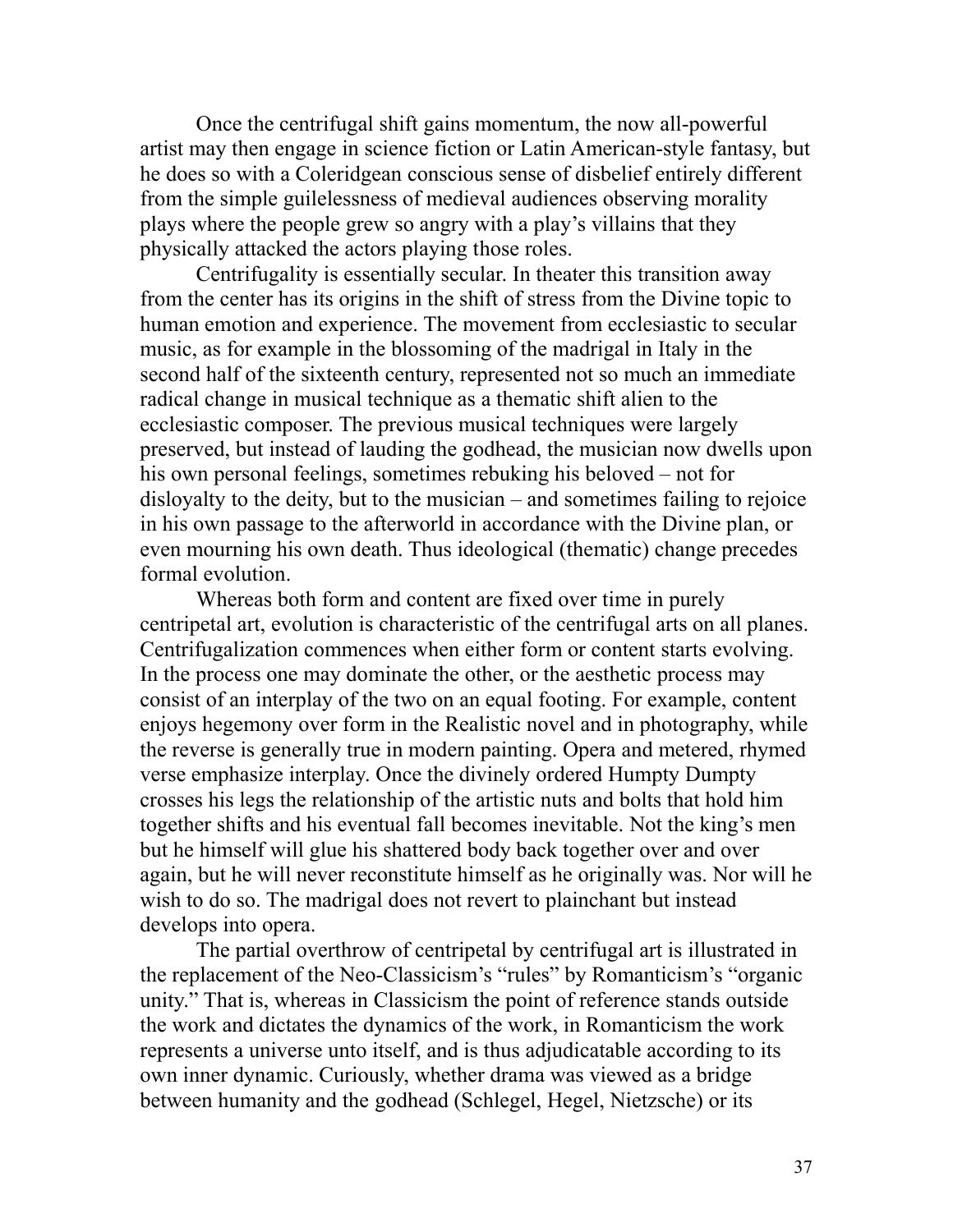Once the centrifugal shift gains momentum, the now all-powerful artist may then engage in science fiction or Latin American-style fantasy, but he does so with a Coleridgean conscious sense of disbelief entirely different from the simple guilelessness of medieval audiences observing morality plays where the people grew so angry with a play's villains that they physically attacked the actors playing those roles.

Centrifugality is essentially secular. In theater this transition away from the center has its origins in the shift of stress from the Divine topic to human emotion and experience. The movement from ecclesiastic to secular music, as for example in the blossoming of the madrigal in Italy in the second half of the sixteenth century, represented not so much an immediate radical change in musical technique as a thematic shift alien to the ecclesiastic composer. The previous musical techniques were largely preserved, but instead of lauding the godhead, the musician now dwells upon his own personal feelings, sometimes rebuking his beloved – not for disloyalty to the deity, but to the musician – and sometimes failing to rejoice in his own passage to the afterworld in accordance with the Divine plan, or even mourning his own death. Thus ideological (thematic) change precedes formal evolution.

Whereas both form and content are fixed over time in purely centripetal art, evolution is characteristic of the centrifugal arts on all planes. Centrifugalization commences when either form or content starts evolving. In the process one may dominate the other, or the aesthetic process may consist of an interplay of the two on an equal footing. For example, content enjoys hegemony over form in the Realistic novel and in photography, while the reverse is generally true in modern painting. Opera and metered, rhymed verse emphasize interplay. Once the divinely ordered Humpty Dumpty crosses his legs the relationship of the artistic nuts and bolts that hold him together shifts and his eventual fall becomes inevitable. Not the king's men but he himself will glue his shattered body back together over and over again, but he will never reconstitute himself as he originally was. Nor will he wish to do so. The madrigal does not revert to plainchant but instead develops into opera.

The partial overthrow of centripetal by centrifugal art is illustrated in the replacement of the Neo-Classicism's "rules" by Romanticism's "organic unity." That is, whereas in Classicism the point of reference stands outside the work and dictates the dynamics of the work, in Romanticism the work represents a universe unto itself, and is thus adjudicatable according to its own inner dynamic. Curiously, whether drama was viewed as a bridge between humanity and the godhead (Schlegel, Hegel, Nietzsche) or its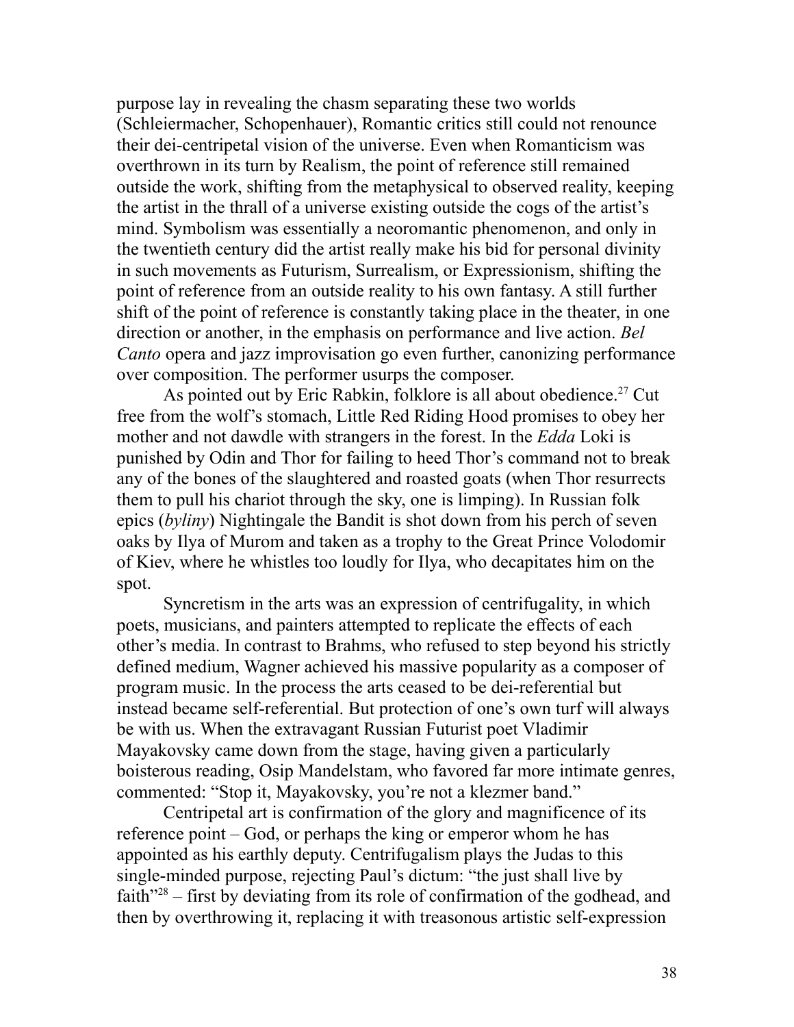purpose lay in revealing the chasm separating these two worlds (Schleiermacher, Schopenhauer), Romantic critics still could not renounce their dei-centripetal vision of the universe. Even when Romanticism was overthrown in its turn by Realism, the point of reference still remained outside the work, shifting from the metaphysical to observed reality, keeping the artist in the thrall of a universe existing outside the cogs of the artist's mind. Symbolism was essentially a neoromantic phenomenon, and only in the twentieth century did the artist really make his bid for personal divinity in such movements as Futurism, Surrealism, or Expressionism, shifting the point of reference from an outside reality to his own fantasy. A still further shift of the point of reference is constantly taking place in the theater, in one direction or another, in the emphasis on performance and live action. *Bel Canto* opera and jazz improvisation go even further, canonizing performance over composition. The performer usurps the composer.

As pointed out by Eric Rabkin, folklore is all about obedience.[27] Cut free from the wolf's stomach, Little Red Riding Hood promises to obey her mother and not dawdle with strangers in the forest. In the *Edda* Loki is punished by Odin and Thor for failing to heed Thor's command not to break any of the bones of the slaughtered and roasted goats (when Thor resurrects them to pull his chariot through the sky, one is limping). In Russian folk epics (*byliny*) Nightingale the Bandit is shot down from his perch of seven oaks by Ilya of Murom and taken as a trophy to the Great Prince Volodomir of Kiev, where he whistles too loudly for Ilya, who decapitates him on the spot.

Syncretism in the arts was an expression of centrifugality, in which poets, musicians, and painters attempted to replicate the effects of each other's media. In contrast to Brahms, who refused to step beyond his strictly defined medium, Wagner achieved his massive popularity as a composer of program music. In the process the arts ceased to be dei-referential but instead became self-referential. But protection of one's own turf will always be with us. When the extravagant Russian Futurist poet Vladimir Mayakovsky came down from the stage, having given a particularly boisterous reading, Osip Mandelstam, who favored far more intimate genres, commented: "Stop it, Mayakovsky, you're not a klezmer band."

Centripetal art is confirmation of the glory and magnificence of its reference point – God, or perhaps the king or emperor whom he has appointed as his earthly deputy. Centrifugalism plays the Judas to this single-minded purpose, rejecting Paul's dictum: "the just shall live by faith"[28] – first by deviating from its role of confirmation of the godhead, and then by overthrowing it, replacing it with treasonous artistic self-expression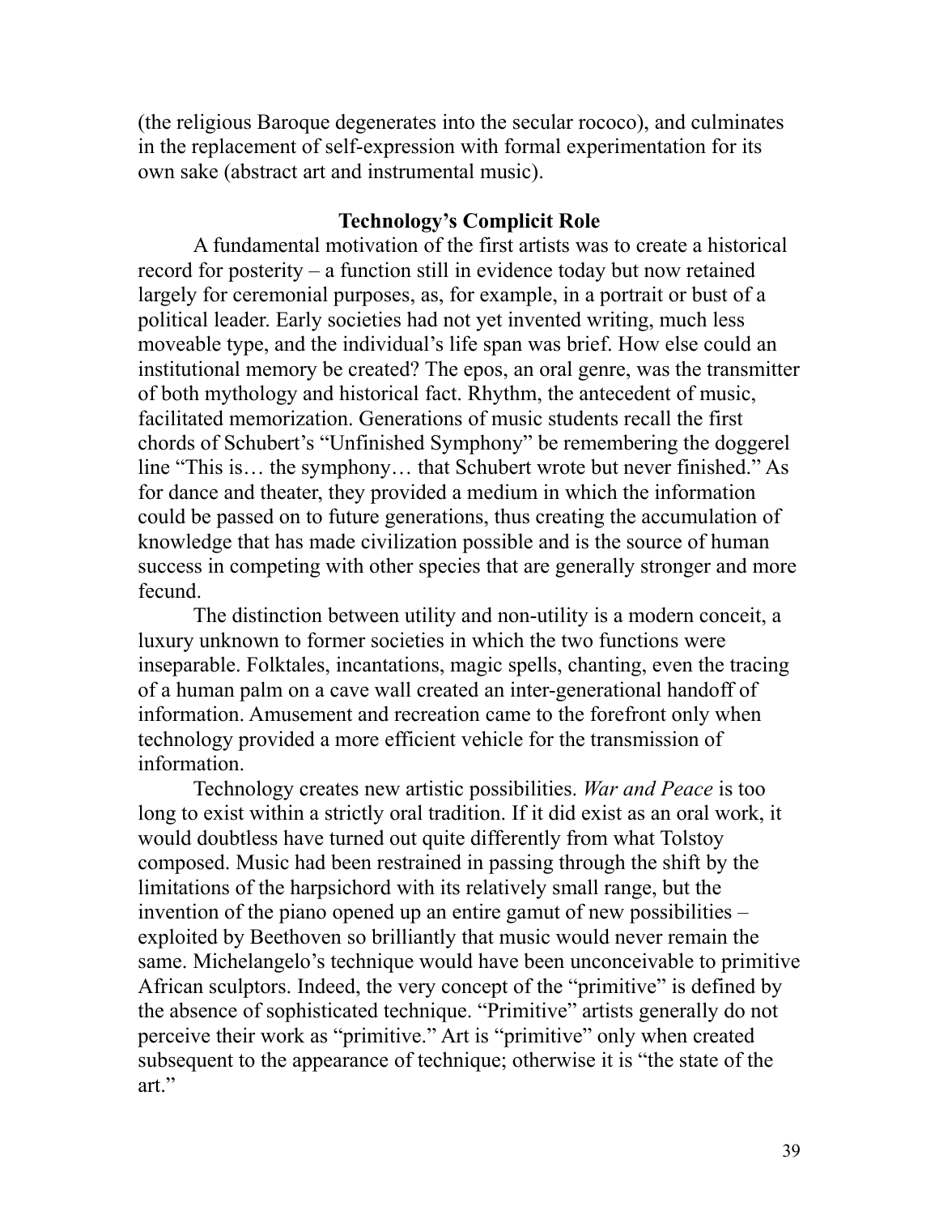(the religious Baroque degenerates into the secular rococo), and culminates in the replacement of self-expression with formal experimentation for its own sake (abstract art and instrumental music).

## Technology's Complicit Role

A fundamental motivation of the first artists was to create a historical record for posterity – a function still in evidence today but now retained largely for ceremonial purposes, as, for example, in a portrait or bust of a political leader. Early societies had not yet invented writing, much less moveable type, and the individual's life span was brief. How else could an institutional memory be created? The epos, an oral genre, was the transmitter of both mythology and historical fact. Rhythm, the antecedent of music, facilitated memorization. Generations of music students recall the first chords of Schubert's "Unfinished Symphony" be remembering the doggerel line "This is… the symphony… that Schubert wrote but never finished." As for dance and theater, they provided a medium in which the information could be passed on to future generations, thus creating the accumulation of knowledge that has made civilization possible and is the source of human success in competing with other species that are generally stronger and more fecund.

The distinction between utility and non-utility is a modern conceit, a luxury unknown to former societies in which the two functions were inseparable. Folktales, incantations, magic spells, chanting, even the tracing of a human palm on a cave wall created an inter-generational handoff of information. Amusement and recreation came to the forefront only when technology provided a more efficient vehicle for the transmission of information.

Technology creates new artistic possibilities. *War and Peace* is too long to exist within a strictly oral tradition. If it did exist as an oral work, it would doubtless have turned out quite differently from what Tolstoy composed. Music had been restrained in passing through the shift by the limitations of the harpsichord with its relatively small range, but the invention of the piano opened up an entire gamut of new possibilities – exploited by Beethoven so brilliantly that music would never remain the same. Michelangelo's technique would have been unconceivable to primitive African sculptors. Indeed, the very concept of the "primitive" is defined by the absence of sophisticated technique. "Primitive" artists generally do not perceive their work as "primitive." Art is "primitive" only when created subsequent to the appearance of technique; otherwise it is "the state of the art."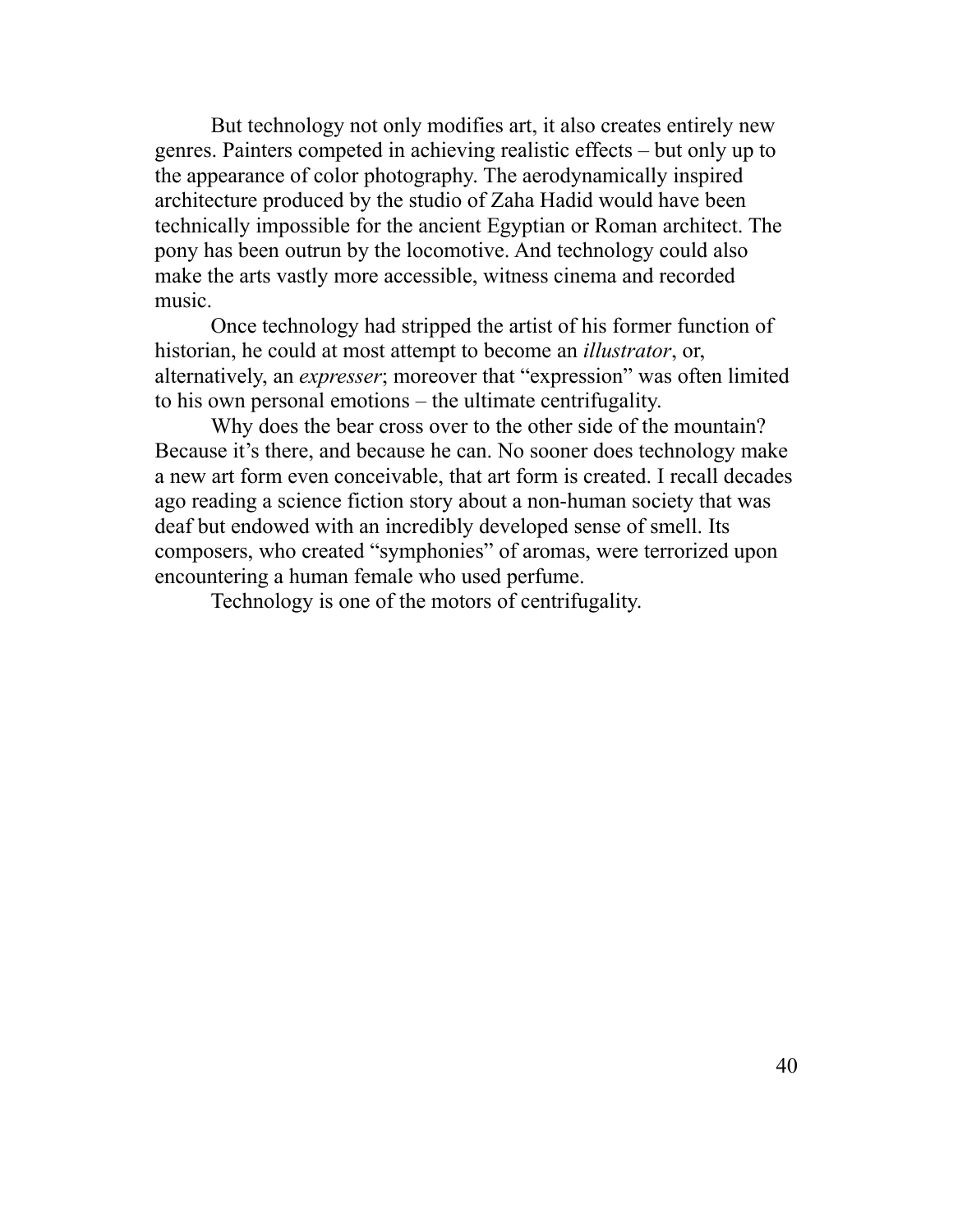But technology not only modifies art, it also creates entirely new genres. Painters competed in achieving realistic effects – but only up to the appearance of color photography. The aerodynamically inspired architecture produced by the studio of Zaha Hadid would have been technically impossible for the ancient Egyptian or Roman architect. The pony has been outrun by the locomotive. And technology could also make the arts vastly more accessible, witness cinema and recorded music.

Once technology had stripped the artist of his former function of historian, he could at most attempt to become an *illustrator*, or, alternatively, an *expresser*; moreover that "expression" was often limited to his own personal emotions – the ultimate centrifugality.

Why does the bear cross over to the other side of the mountain? Because it's there, and because he can. No sooner does technology make a new art form even conceivable, that art form is created. I recall decades ago reading a science fiction story about a non-human society that was deaf but endowed with an incredibly developed sense of smell. Its composers, who created "symphonies" of aromas, were terrorized upon encountering a human female who used perfume.

Technology is one of the motors of centrifugality.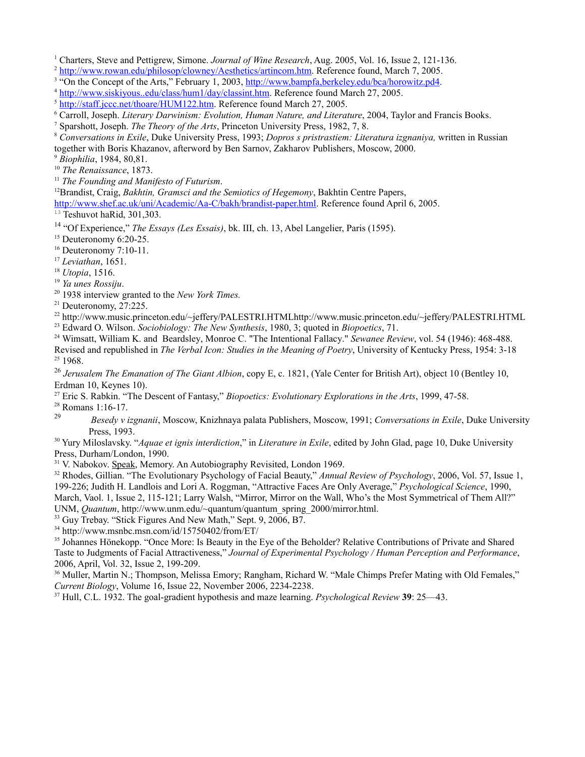[1] Charters, Steve and Pettigrew, Simone. *Journal of Wine Research*, Aug. 2005, Vol. 16, Issue 2, 121-136.
[2] http://www.rowan.edu/philosop/clowney/Aesthetics/artincom.htm. Reference found, March 7, 2005.
[3] "On the Concept of the Arts," February 1, 2003, http://www,bampfa,berkeley.edu/bca/horowitz.pd4.
[4] http://www.siskiyous..edu/class/hum1/day/classint.htm. Reference found March 27, 2005.
[5] http://staff.jccc.net/thoare/HUM122.htm. Reference found March 27, 2005.
[6] Carroll, Joseph. *Literary Darwinism: Evolution, Human Nature, and Literature*, 2004, Taylor and Francis Books.
[7] Sparshott, Joseph. *The Theory of the Arts*, Princeton University Press, 1982, 7, 8.
[8] *Conversations in Exile*, Duke University Press, 1993; *Dopros s pristrastiem: Literatura izgnaniya,* written in Russian together with Boris Khazanov, afterword by Ben Sarnov, Zakharov Publishers, Moscow, 2000.
[9] *Biophilia*, 1984, 80,81.
[10] *The Renaissance*, 1873.
[11] *The Founding and Manifesto of Futurism*.
[12] Brandist, Craig, *Bakhtin, Gramsci and the Semiotics of Hegemony*, Bakhtin Centre Papers, http://www.shef.ac.uk/uni/Academic/Aa-C/bakh/brandist-paper.html. Reference found April 6, 2005.
[13] Teshuvot haRid, 301,303.
[14] "Of Experience," *The Essays (Les Essais)*, bk. III, ch. 13, Abel Langelier, Paris (1595).
[15] Deuteronomy 6:20-25.
[16] Deuteronomy 7:10-11.
[17] *Leviathan*, 1651.
[18] *Utopia*, 1516.
[19] *Ya unes Rossiju*.
[20] 1938 interview granted to the *New York Times.*
[21] Deuteronomy, 27:225.
[22] http://www.music.princeton.edu/~jeffery/PALESTRI.HTMLhttp://www.music.princeton.edu/~jeffery/PALESTRI.HTML
[23] Edward O. Wilson. *Sociobiology: The New Synthesis*, 1980, 3; quoted in *Biopoetics*, 71.
[24] Wimsatt, William K. and Beardsley, Monroe C. "The Intentional Fallacy." *Sewanee Review*, vol. 54 (1946): 468-488. Revised and republished in *The Verbal Icon: Studies in the Meaning of Poetry*, University of Kentucky Press, 1954: 3-18
[25] 1968.
[26] *Jerusalem The Emanation of The Giant Albion*, copy E, c. 1821, (Yale Center for British Art), object 10 (Bentley 10, Erdman 10, Keynes 10).
[27] Eric S. Rabkin. "The Descent of Fantasy," *Biopoetics: Evolutionary Explorations in the Arts*, 1999, 47-58.
[28] Romans 1:16-17.
[29] *Besedy v izgnanii*, Moscow, Knizhnaya palata Publishers, Moscow, 1991; *Conversations in Exile*, Duke University Press, 1993.
[30] Yury Miloslavsky. "*Aquae et ignis interdiction*," in *Literature in Exile*, edited by John Glad, page 10, Duke University Press, Durham/London, 1990.
[31] V. Nabokov. Speak, Memory. An Autobiography Revisited, London 1969.
[32] Rhodes, Gillian. "The Evolutionary Psychology of Facial Beauty," *Annual Review of Psychology*, 2006, Vol. 57, Issue 1, 199-226; Judith H. Landlois and Lori A. Roggman, "Attractive Faces Are Only Average," *Psychological Science*, 1990, March, Vaol. 1, Issue 2, 115-121; Larry Walsh, "Mirror, Mirror on the Wall, Who's the Most Symmetrical of Them All?" UNM, *Quantum*, http://www.unm.edu/~quantum/quantum_spring_2000/mirror.html.
[33] Guy Trebay. "Stick Figures And New Math," Sept. 9, 2006, B7.
[34] http://www.msnbc.msn.com/id/15750402/from/ET/
[35] Johannes Hönekopp. "Once More: Is Beauty in the Eye of the Beholder? Relative Contributions of Private and Shared Taste to Judgments of Facial Attractiveness," *Journal of Experimental Psychology / Human Perception and Performance*, 2006, April, Vol. 32, Issue 2, 199-209.
[36] Muller, Martin N.; Thompson, Melissa Emory; Rangham, Richard W. "Male Chimps Prefer Mating with Old Females," *Current Biology*, Volume 16, Issue 22, November 2006, 2234-2238.
[37] Hull, C.L. 1932. The goal-gradient hypothesis and maze learning. *Psychological Review* **39**: 25—43.